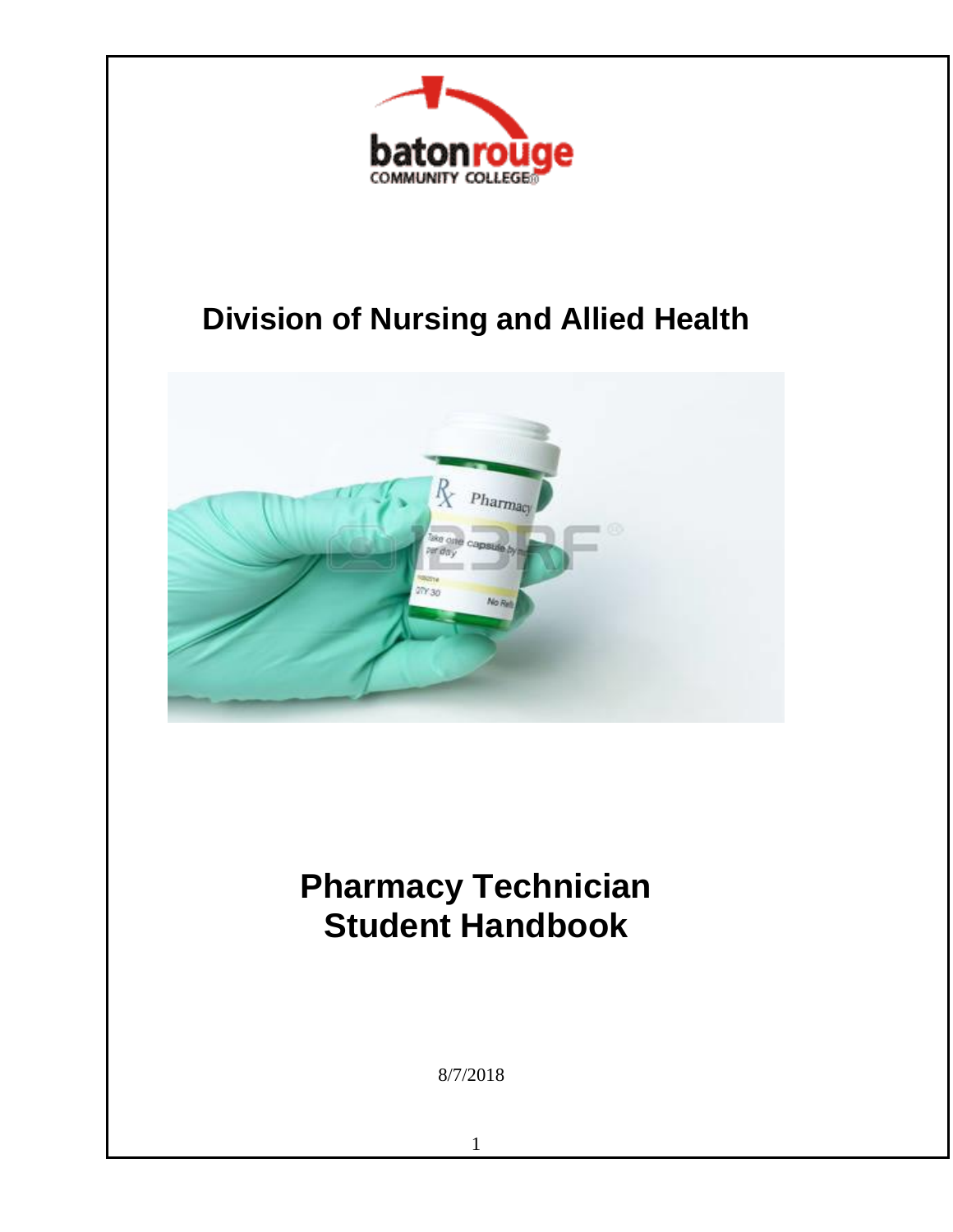# Division of Nursing and Allied Health

# Pharmacy Technician Student Handbook

8/7/2018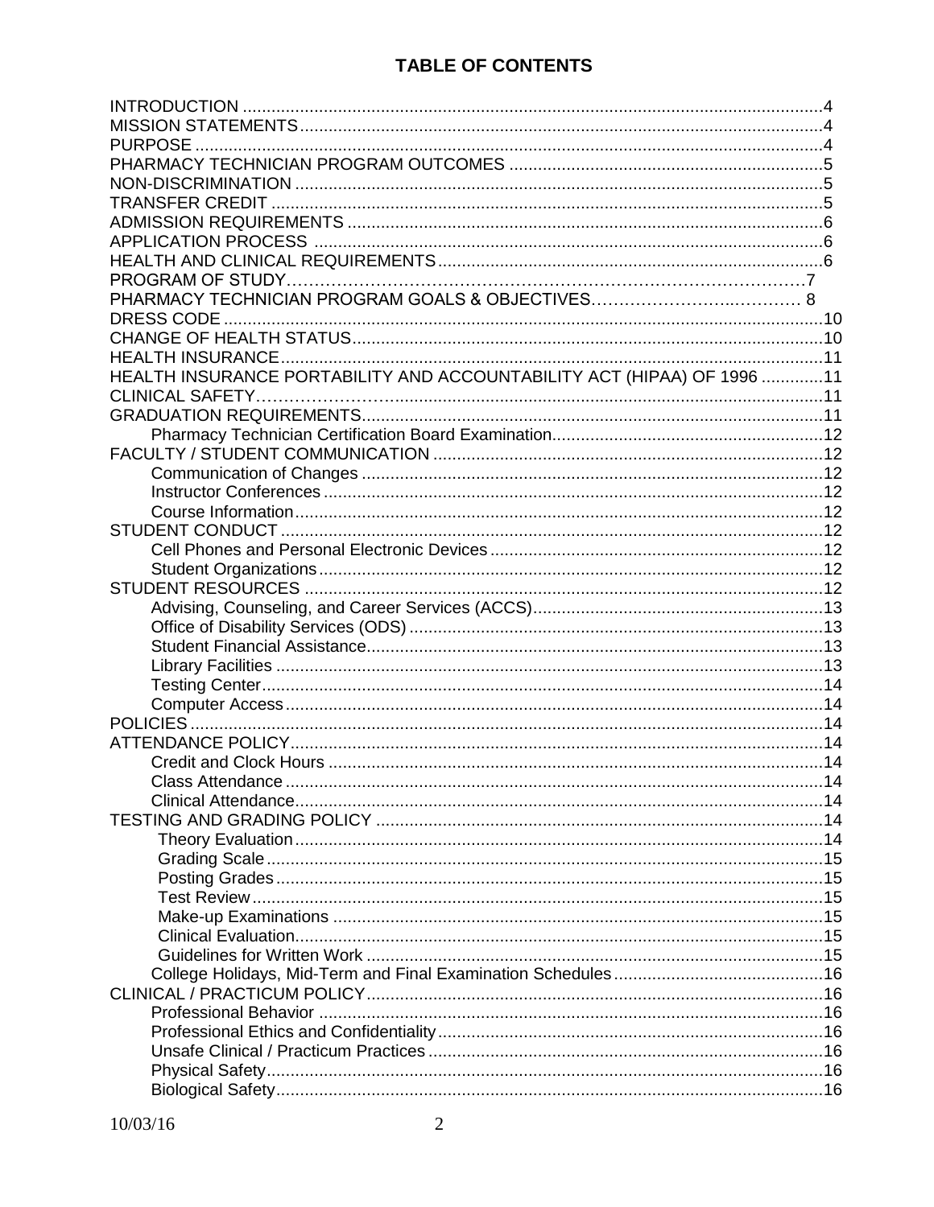## TABLE OF CONTENTS

INTRODUCTION ....................................................4
MISSION STATEMENTS ....................................................4
PURPOSE ....................................................4
PHARMACY TECHNICIAN PROGRAM OUTCOMES ....................................................5
NON-DISCRIMINATION ....................................................5
TRANSFER CREDIT ....................................................5
ADMISSION REQUIREMENTS ....................................................6
APPLICATION PROCESS ....................................................6
HEALTH AND CLINICAL REQUIREMENTS ....................................................6
PROGRAM OF STUDY....................................................7
PHARMACY TECHNICIAN PROGRAM GOALS & OBJECTIVES.................................... 8
DRESS CODE ....................................................10
CHANGE OF HEALTH STATUS....................................................10
HEALTH INSURANCE....................................................11
HEALTH INSURANCE PORTABILITY AND ACCOUNTABILITY ACT (HIPAA) OF 1996 .............11
CLINICAL SAFETY....................................................11
GRADUATION REQUIREMENTS....................................................11
- Pharmacy Technician Certification Board Examination....................................................12

FACULTY / STUDENT COMMUNICATION ....................................................12
- Communication of Changes ....................................................12
- Instructor Conferences ....................................................12
- Course Information....................................................12

STUDENT CONDUCT ....................................................12
- Cell Phones and Personal Electronic Devices ....................................................12
- Student Organizations....................................................12

STUDENT RESOURCES ....................................................12
- Advising, Counseling, and Career Services (ACCS)....................................................13
- Office of Disability Services (ODS) ....................................................13
- Student Financial Assistance....................................................13
- Library Facilities ....................................................13
- Testing Center....................................................14
- Computer Access....................................................14

POLICIES....................................................14
ATTENDANCE POLICY....................................................14
- Credit and Clock Hours ....................................................14
- Class Attendance ....................................................14
- Clinical Attendance....................................................14

TESTING AND GRADING POLICY ....................................................14
- Theory Evaluation....................................................14
- Grading Scale....................................................15
- Posting Grades....................................................15
- Test Review....................................................15
- Make-up Examinations ....................................................15
- Clinical Evaluation....................................................15
- Guidelines for Written Work ....................................................15
- College Holidays, Mid-Term and Final Examination Schedules....................................................16

CLINICAL / PRACTICUM POLICY....................................................16
- Professional Behavior ....................................................16
- Professional Ethics and Confidentiality....................................................16
- Unsafe Clinical / Practicum Practices ....................................................16
- Physical Safety....................................................16
- Biological Safety....................................................16

10/03/16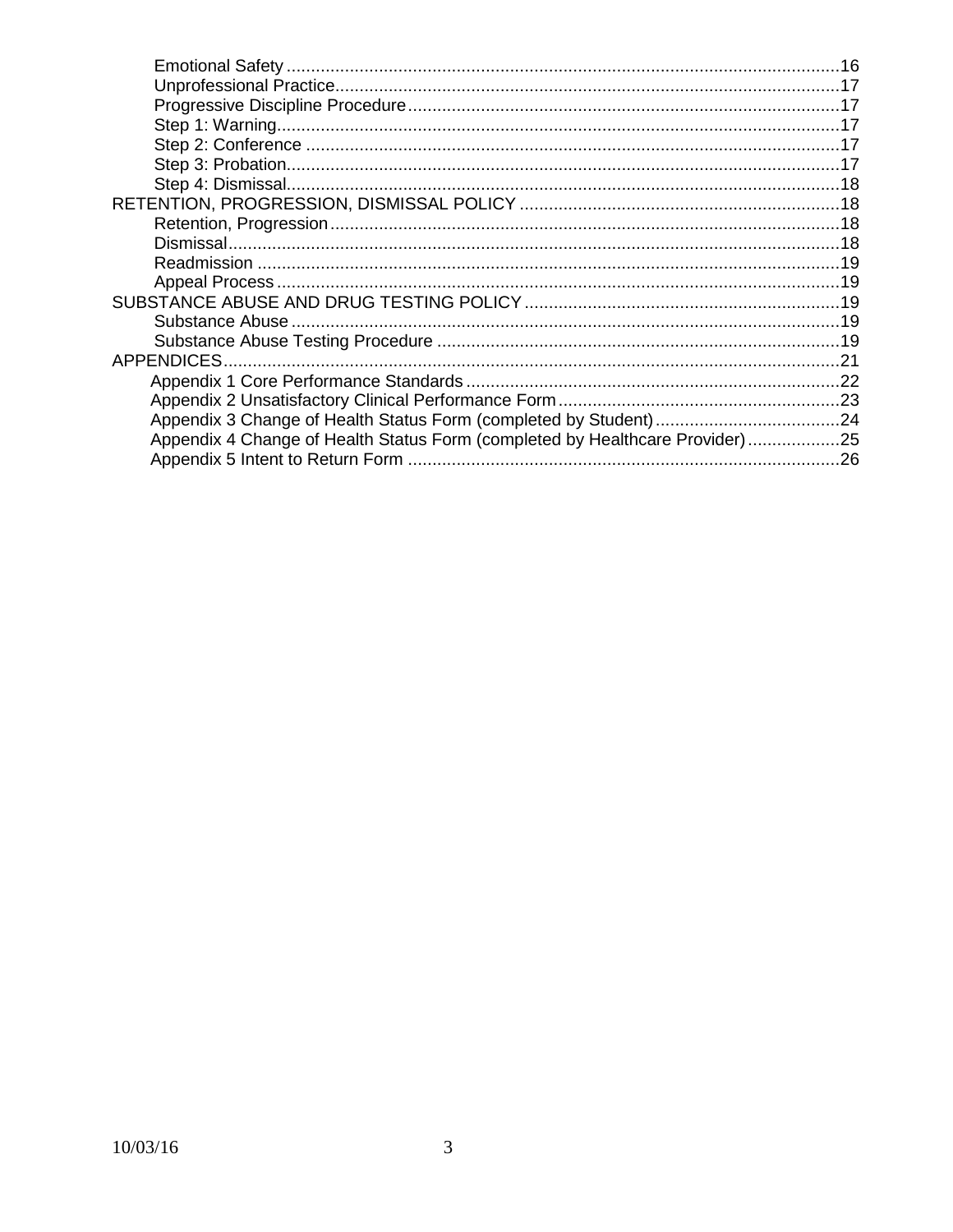Emotional Safety .................................................................................................................16
Unprofessional Practice.......................................................................................................17
Progressive Discipline Procedure........................................................................................17
Step 1: Warning...................................................................................................................17
Step 2: Conference .............................................................................................................17
Step 3: Probation.................................................................................................................17
Step 4: Dismissal.................................................................................................................18
RETENTION, PROGRESSION, DISMISSAL POLICY .................................................................18
Retention, Progression........................................................................................................18
Dismissal.............................................................................................................................18
Readmission .......................................................................................................................19
Appeal Process ...................................................................................................................19
SUBSTANCE ABUSE AND DRUG TESTING POLICY ................................................................19
Substance Abuse ................................................................................................................19
Substance Abuse Testing Procedure ..................................................................................19
APPENDICES..............................................................................................................................21
Appendix 1 Core Performance Standards ............................................................................22
Appendix 2 Unsatisfactory Clinical Performance Form.........................................................23
Appendix 3 Change of Health Status Form (completed by Student)......................................24
Appendix 4 Change of Health Status Form (completed by Healthcare Provider)...................25
Appendix 5 Intent to Return Form ........................................................................................26

10/03/16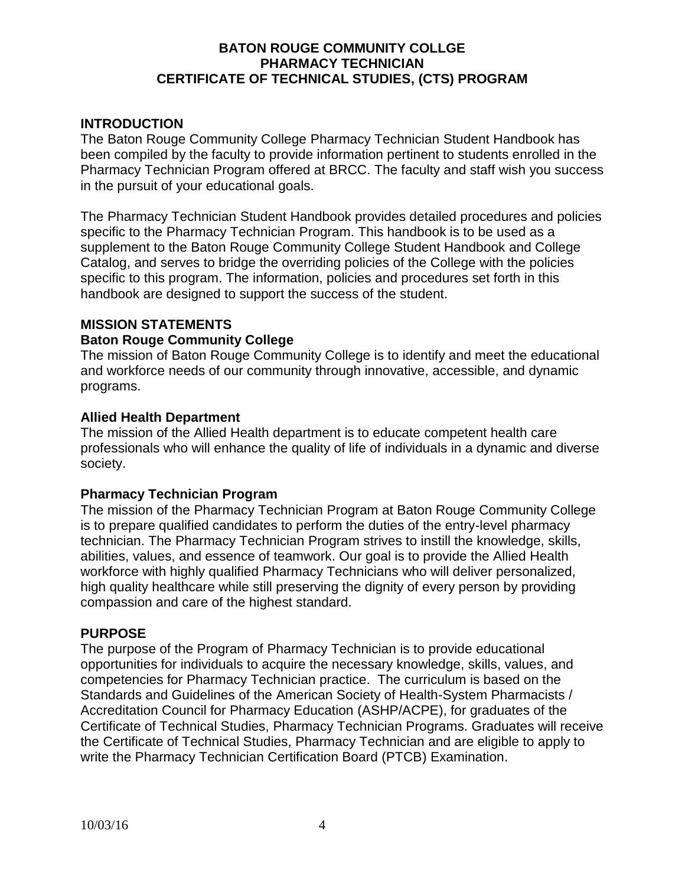# BATON ROUGE COMMUNITY COLLGE
# PHARMACY TECHNICIAN
# CERTIFICATE OF TECHNICAL STUDIES, (CTS) PROGRAM

## INTRODUCTION

The Baton Rouge Community College Pharmacy Technician Student Handbook has been compiled by the faculty to provide information pertinent to students enrolled in the Pharmacy Technician Program offered at BRCC. The faculty and staff wish you success in the pursuit of your educational goals.

The Pharmacy Technician Student Handbook provides detailed procedures and policies specific to the Pharmacy Technician Program. This handbook is to be used as a supplement to the Baton Rouge Community College Student Handbook and College Catalog, and serves to bridge the overriding policies of the College with the policies specific to this program. The information, policies and procedures set forth in this handbook are designed to support the success of the student.

## MISSION STATEMENTS

### Baton Rouge Community College

The mission of Baton Rouge Community College is to identify and meet the educational and workforce needs of our community through innovative, accessible, and dynamic programs.

### Allied Health Department

The mission of the Allied Health department is to educate competent health care professionals who will enhance the quality of life of individuals in a dynamic and diverse society.

### Pharmacy Technician Program

The mission of the Pharmacy Technician Program at Baton Rouge Community College is to prepare qualified candidates to perform the duties of the entry-level pharmacy technician. The Pharmacy Technician Program strives to instill the knowledge, skills, abilities, values, and essence of teamwork. Our goal is to provide the Allied Health workforce with highly qualified Pharmacy Technicians who will deliver personalized, high quality healthcare while still preserving the dignity of every person by providing compassion and care of the highest standard.

## PURPOSE

The purpose of the Program of Pharmacy Technician is to provide educational opportunities for individuals to acquire the necessary knowledge, skills, values, and competencies for Pharmacy Technician practice. The curriculum is based on the Standards and Guidelines of the American Society of Health-System Pharmacists / Accreditation Council for Pharmacy Education (ASHP/ACPE), for graduates of the Certificate of Technical Studies, Pharmacy Technician Programs. Graduates will receive the Certificate of Technical Studies, Pharmacy Technician and are eligible to apply to write the Pharmacy Technician Certification Board (PTCB) Examination.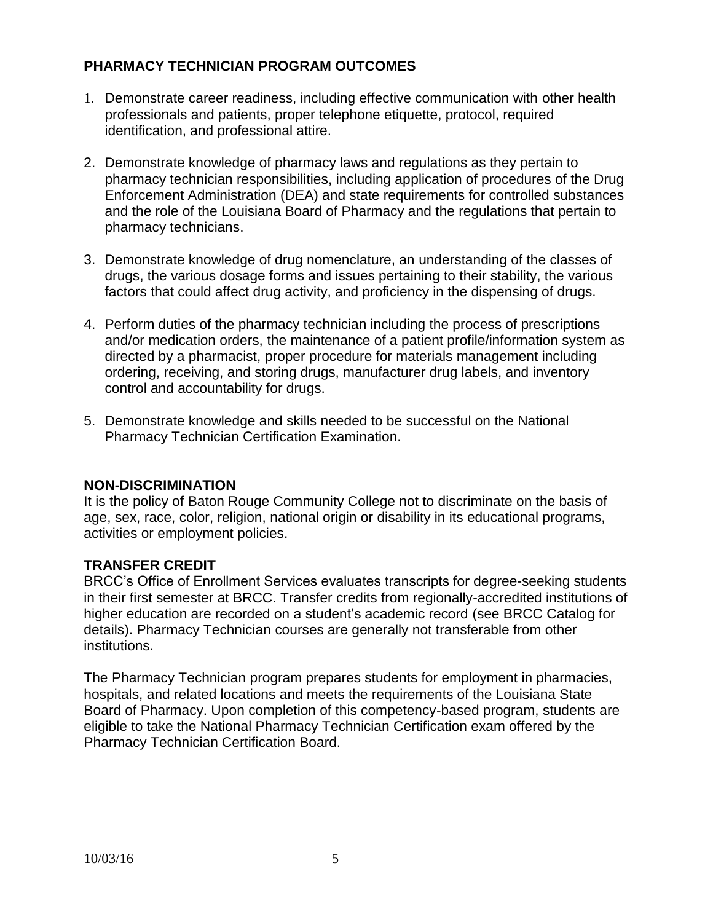## PHARMACY TECHNICIAN PROGRAM OUTCOMES

1. Demonstrate career readiness, including effective communication with other health professionals and patients, proper telephone etiquette, protocol, required identification, and professional attire.

2. Demonstrate knowledge of pharmacy laws and regulations as they pertain to pharmacy technician responsibilities, including application of procedures of the Drug Enforcement Administration (DEA) and state requirements for controlled substances and the role of the Louisiana Board of Pharmacy and the regulations that pertain to pharmacy technicians.

3. Demonstrate knowledge of drug nomenclature, an understanding of the classes of drugs, the various dosage forms and issues pertaining to their stability, the various factors that could affect drug activity, and proficiency in the dispensing of drugs.

4. Perform duties of the pharmacy technician including the process of prescriptions and/or medication orders, the maintenance of a patient profile/information system as directed by a pharmacist, proper procedure for materials management including ordering, receiving, and storing drugs, manufacturer drug labels, and inventory control and accountability for drugs.

5. Demonstrate knowledge and skills needed to be successful on the National Pharmacy Technician Certification Examination.

## NON-DISCRIMINATION

It is the policy of Baton Rouge Community College not to discriminate on the basis of age, sex, race, color, religion, national origin or disability in its educational programs, activities or employment policies.

## TRANSFER CREDIT

BRCC's Office of Enrollment Services evaluates transcripts for degree-seeking students in their first semester at BRCC. Transfer credits from regionally-accredited institutions of higher education are recorded on a student's academic record (see BRCC Catalog for details). Pharmacy Technician courses are generally not transferable from other institutions.

The Pharmacy Technician program prepares students for employment in pharmacies, hospitals, and related locations and meets the requirements of the Louisiana State Board of Pharmacy. Upon completion of this competency-based program, students are eligible to take the National Pharmacy Technician Certification exam offered by the Pharmacy Technician Certification Board.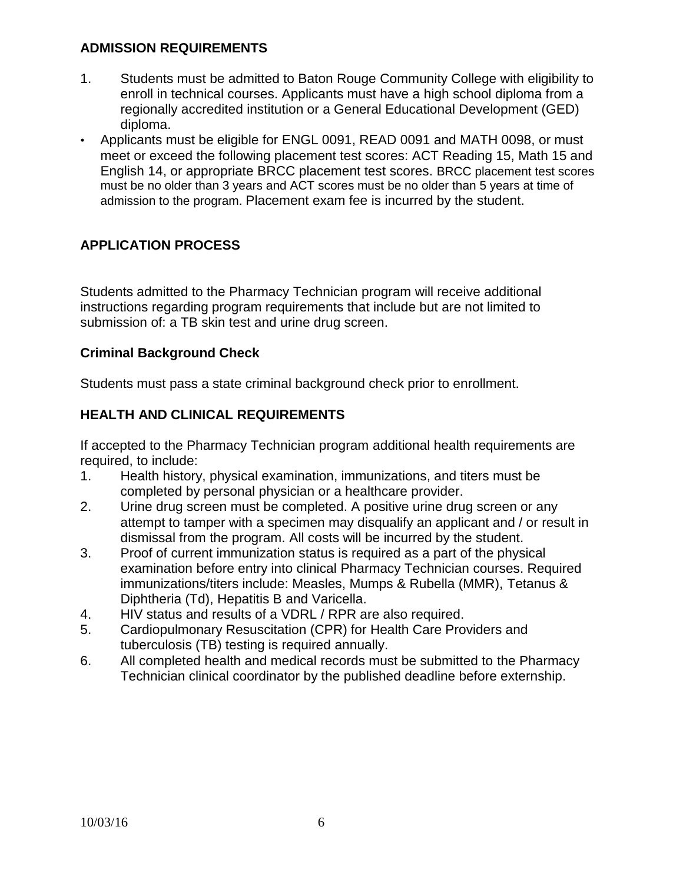## ADMISSION REQUIREMENTS

1. Students must be admitted to Baton Rouge Community College with eligibility to enroll in technical courses. Applicants must have a high school diploma from a regionally accredited institution or a General Educational Development (GED) diploma.

- Applicants must be eligible for ENGL 0091, READ 0091 and MATH 0098, or must meet or exceed the following placement test scores: ACT Reading 15, Math 15 and English 14, or appropriate BRCC placement test scores. BRCC placement test scores must be no older than 3 years and ACT scores must be no older than 5 years at time of admission to the program. Placement exam fee is incurred by the student.

## APPLICATION PROCESS

Students admitted to the Pharmacy Technician program will receive additional instructions regarding program requirements that include but are not limited to submission of: a TB skin test and urine drug screen.

### Criminal Background Check

Students must pass a state criminal background check prior to enrollment.

## HEALTH AND CLINICAL REQUIREMENTS

If accepted to the Pharmacy Technician program additional health requirements are required, to include:

1. Health history, physical examination, immunizations, and titers must be completed by personal physician or a healthcare provider.
2. Urine drug screen must be completed. A positive urine drug screen or any attempt to tamper with a specimen may disqualify an applicant and / or result in dismissal from the program. All costs will be incurred by the student.
3. Proof of current immunization status is required as a part of the physical examination before entry into clinical Pharmacy Technician courses. Required immunizations/titers include: Measles, Mumps & Rubella (MMR), Tetanus & Diphtheria (Td), Hepatitis B and Varicella.
4. HIV status and results of a VDRL / RPR are also required.
5. Cardiopulmonary Resuscitation (CPR) for Health Care Providers and tuberculosis (TB) testing is required annually.
6. All completed health and medical records must be submitted to the Pharmacy Technician clinical coordinator by the published deadline before externship.

10/03/16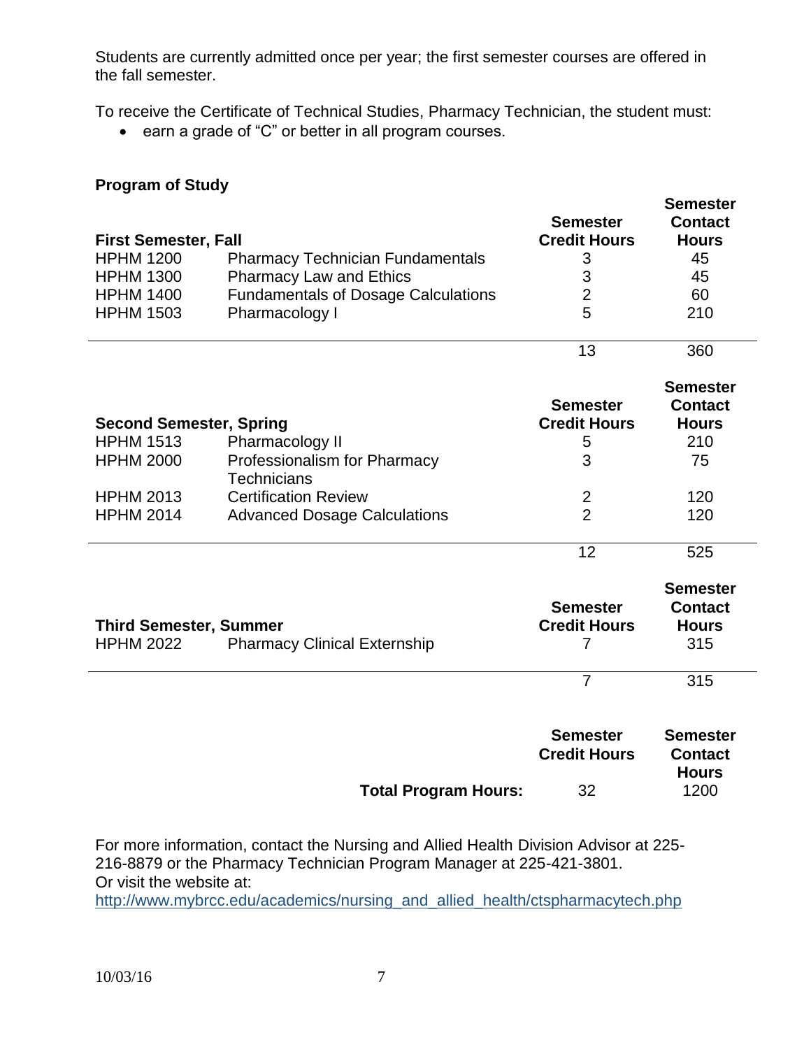Students are currently admitted once per year; the first semester courses are offered in the fall semester.

To receive the Certificate of Technical Studies, Pharmacy Technician, the student must:

- earn a grade of “C” or better in all program courses.

**Program of Study**

| **First Semester, Fall** | | **Semester Credit Hours** | **Semester Contact Hours** |
|---|---|---|---|
| HPHM 1200 | Pharmacy Technician Fundamentals | 3 | 45 |
| HPHM 1300 | Pharmacy Law and Ethics | 3 | 45 |
| HPHM 1400 | Fundamentals of Dosage Calculations | 2 | 60 |
| HPHM 1503 | Pharmacology I | 5 | 210 |
| | | 13 | 360 |

| **Second Semester, Spring** | | **Semester Credit Hours** | **Semester Contact Hours** |
|---|---|---|---|
| HPHM 1513 | Pharmacology II | 5 | 210 |
| HPHM 2000 | Professionalism for Pharmacy Technicians | 3 | 75 |
| HPHM 2013 | Certification Review | 2 | 120 |
| HPHM 2014 | Advanced Dosage Calculations | 2 | 120 |
| | | 12 | 525 |

| **Third Semester, Summer** | | **Semester Credit Hours** | **Semester Contact Hours** |
|---|---|---|---|
| HPHM 2022 | Pharmacy Clinical Externship | 7 | 315 |
| | | 7 | 315 |

| | **Semester Credit Hours** | **Semester Contact Hours** |
|---|---|---|
| **Total Program Hours:** | 32 | 1200 |

For more information, contact the Nursing and Allied Health Division Advisor at 225-216-8879 or the Pharmacy Technician Program Manager at 225-421-3801.
Or visit the website at:
http://www.mybrcc.edu/academics/nursing_and_allied_health/ctspharmacytech.php

10/03/16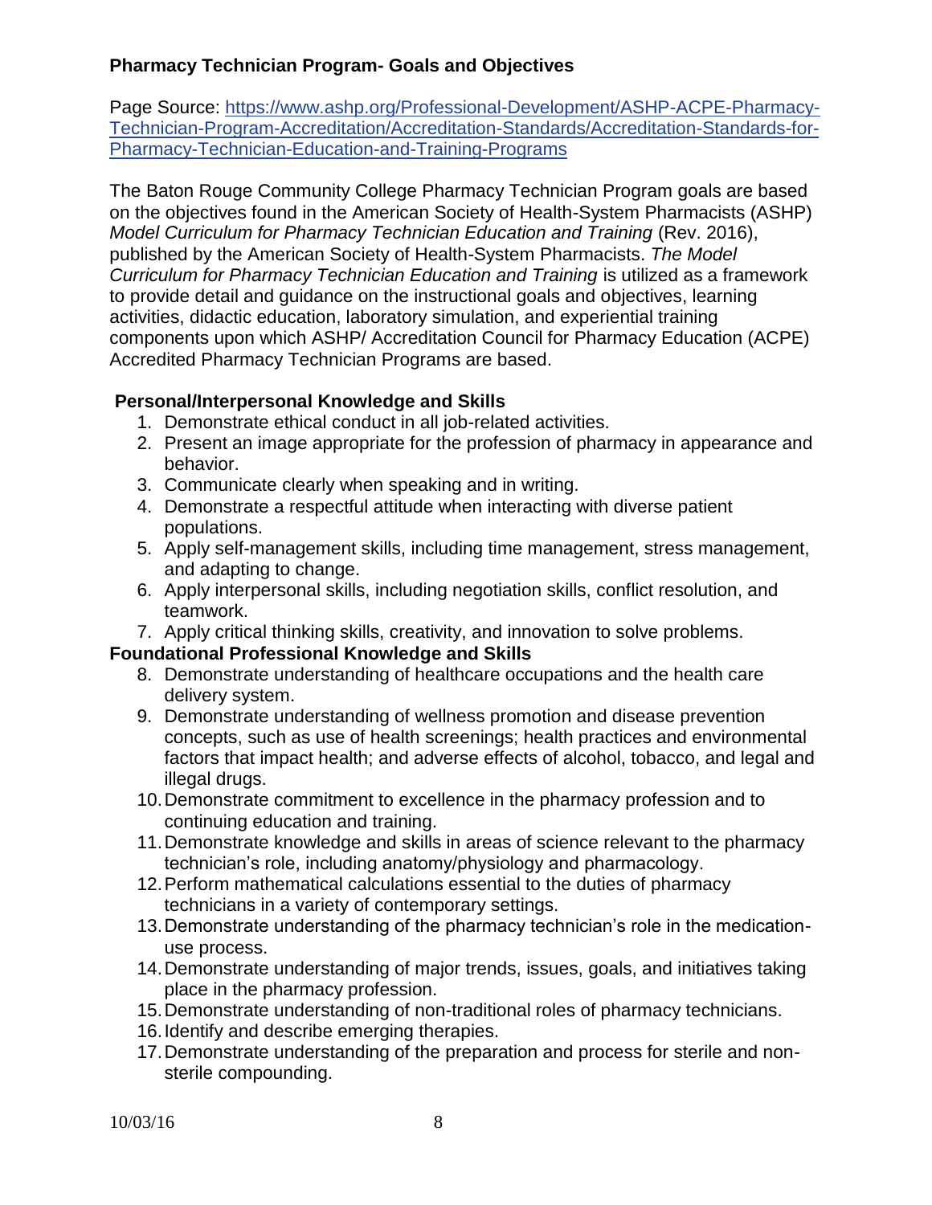## Pharmacy Technician Program- Goals and Objectives

Page Source: [https://www.ashp.org/Professional-Development/ASHP-ACPE-Pharmacy-Technician-Program-Accreditation/Accreditation-Standards/Accreditation-Standards-for-Pharmacy-Technician-Education-and-Training-Programs](https://www.ashp.org/Professional-Development/ASHP-ACPE-Pharmacy-Technician-Program-Accreditation/Accreditation-Standards/Accreditation-Standards-for-Pharmacy-Technician-Education-and-Training-Programs)

The Baton Rouge Community College Pharmacy Technician Program goals are based on the objectives found in the American Society of Health-System Pharmacists (ASHP) *Model Curriculum for Pharmacy Technician Education and Training* (Rev. 2016), published by the American Society of Health-System Pharmacists. *The Model Curriculum for Pharmacy Technician Education and Training* is utilized as a framework to provide detail and guidance on the instructional goals and objectives, learning activities, didactic education, laboratory simulation, and experiential training components upon which ASHP/ Accreditation Council for Pharmacy Education (ACPE) Accredited Pharmacy Technician Programs are based.

### Personal/Interpersonal Knowledge and Skills

1. Demonstrate ethical conduct in all job-related activities.
2. Present an image appropriate for the profession of pharmacy in appearance and behavior.
3. Communicate clearly when speaking and in writing.
4. Demonstrate a respectful attitude when interacting with diverse patient populations.
5. Apply self-management skills, including time management, stress management, and adapting to change.
6. Apply interpersonal skills, including negotiation skills, conflict resolution, and teamwork.
7. Apply critical thinking skills, creativity, and innovation to solve problems.

### Foundational Professional Knowledge and Skills

8. Demonstrate understanding of healthcare occupations and the health care delivery system.
9. Demonstrate understanding of wellness promotion and disease prevention concepts, such as use of health screenings; health practices and environmental factors that impact health; and adverse effects of alcohol, tobacco, and legal and illegal drugs.
10. Demonstrate commitment to excellence in the pharmacy profession and to continuing education and training.
11. Demonstrate knowledge and skills in areas of science relevant to the pharmacy technician's role, including anatomy/physiology and pharmacology.
12. Perform mathematical calculations essential to the duties of pharmacy technicians in a variety of contemporary settings.
13. Demonstrate understanding of the pharmacy technician's role in the medication-use process.
14. Demonstrate understanding of major trends, issues, goals, and initiatives taking place in the pharmacy profession.
15. Demonstrate understanding of non-traditional roles of pharmacy technicians.
16. Identify and describe emerging therapies.
17. Demonstrate understanding of the preparation and process for sterile and non-sterile compounding.

10/03/16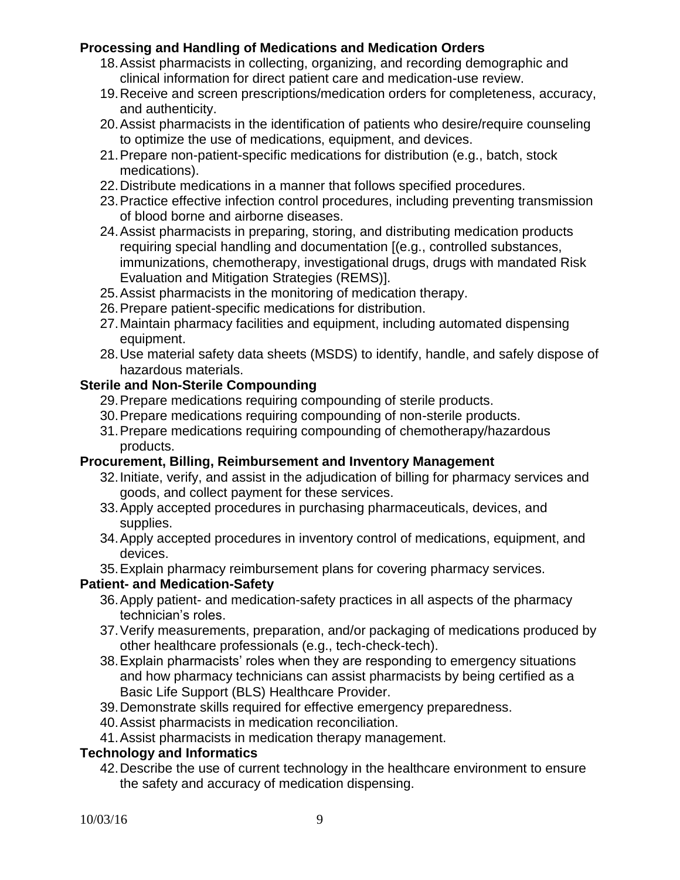**Processing and Handling of Medications and Medication Orders**

18. Assist pharmacists in collecting, organizing, and recording demographic and clinical information for direct patient care and medication-use review.
19. Receive and screen prescriptions/medication orders for completeness, accuracy, and authenticity.
20. Assist pharmacists in the identification of patients who desire/require counseling to optimize the use of medications, equipment, and devices.
21. Prepare non-patient-specific medications for distribution (e.g., batch, stock medications).
22. Distribute medications in a manner that follows specified procedures.
23. Practice effective infection control procedures, including preventing transmission of blood borne and airborne diseases.
24. Assist pharmacists in preparing, storing, and distributing medication products requiring special handling and documentation [(e.g., controlled substances, immunizations, chemotherapy, investigational drugs, drugs with mandated Risk Evaluation and Mitigation Strategies (REMS)].
25. Assist pharmacists in the monitoring of medication therapy.
26. Prepare patient-specific medications for distribution.
27. Maintain pharmacy facilities and equipment, including automated dispensing equipment.
28. Use material safety data sheets (MSDS) to identify, handle, and safely dispose of hazardous materials.

**Sterile and Non-Sterile Compounding**

29. Prepare medications requiring compounding of sterile products.
30. Prepare medications requiring compounding of non-sterile products.
31. Prepare medications requiring compounding of chemotherapy/hazardous products.

**Procurement, Billing, Reimbursement and Inventory Management**

32. Initiate, verify, and assist in the adjudication of billing for pharmacy services and goods, and collect payment for these services.
33. Apply accepted procedures in purchasing pharmaceuticals, devices, and supplies.
34. Apply accepted procedures in inventory control of medications, equipment, and devices.
35. Explain pharmacy reimbursement plans for covering pharmacy services.

**Patient- and Medication-Safety**

36. Apply patient- and medication-safety practices in all aspects of the pharmacy technician's roles.
37. Verify measurements, preparation, and/or packaging of medications produced by other healthcare professionals (e.g., tech-check-tech).
38. Explain pharmacists' roles when they are responding to emergency situations and how pharmacy technicians can assist pharmacists by being certified as a Basic Life Support (BLS) Healthcare Provider.
39. Demonstrate skills required for effective emergency preparedness.
40. Assist pharmacists in medication reconciliation.
41. Assist pharmacists in medication therapy management.

**Technology and Informatics**

42. Describe the use of current technology in the healthcare environment to ensure the safety and accuracy of medication dispensing.

10/03/16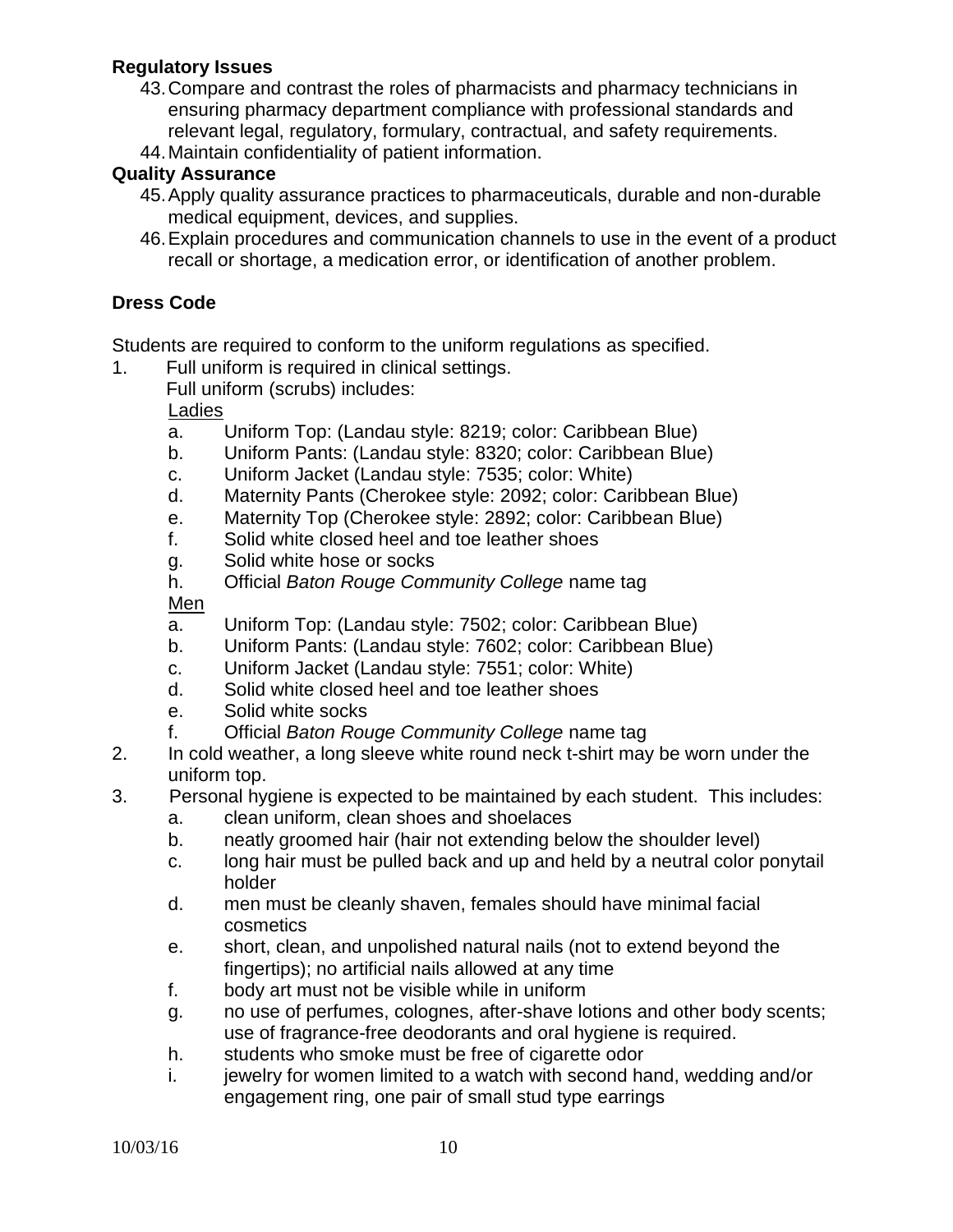**Regulatory Issues**

43. Compare and contrast the roles of pharmacists and pharmacy technicians in ensuring pharmacy department compliance with professional standards and relevant legal, regulatory, formulary, contractual, and safety requirements.
44. Maintain confidentiality of patient information.

**Quality Assurance**

45. Apply quality assurance practices to pharmaceuticals, durable and non-durable medical equipment, devices, and supplies.
46. Explain procedures and communication channels to use in the event of a product recall or shortage, a medication error, or identification of another problem.

## Dress Code

Students are required to conform to the uniform regulations as specified.

1. Full uniform is required in clinical settings.
   Full uniform (scrubs) includes:

   Ladies
   a. Uniform Top: (Landau style: 8219; color: Caribbean Blue)
   b. Uniform Pants: (Landau style: 8320; color: Caribbean Blue)
   c. Uniform Jacket (Landau style: 7535; color: White)
   d. Maternity Pants (Cherokee style: 2092; color: Caribbean Blue)
   e. Maternity Top (Cherokee style: 2892; color: Caribbean Blue)
   f. Solid white closed heel and toe leather shoes
   g. Solid white hose or socks
   h. Official *Baton Rouge Community College* name tag

   Men
   a. Uniform Top: (Landau style: 7502; color: Caribbean Blue)
   b. Uniform Pants: (Landau style: 7602; color: Caribbean Blue)
   c. Uniform Jacket (Landau style: 7551; color: White)
   d. Solid white closed heel and toe leather shoes
   e. Solid white socks
   f. Official *Baton Rouge Community College* name tag
2. In cold weather, a long sleeve white round neck t-shirt may be worn under the uniform top.
3. Personal hygiene is expected to be maintained by each student. This includes:
   a. clean uniform, clean shoes and shoelaces
   b. neatly groomed hair (hair not extending below the shoulder level)
   c. long hair must be pulled back and up and held by a neutral color ponytail holder
   d. men must be cleanly shaven, females should have minimal facial cosmetics
   e. short, clean, and unpolished natural nails (not to extend beyond the fingertips); no artificial nails allowed at any time
   f. body art must not be visible while in uniform
   g. no use of perfumes, colognes, after-shave lotions and other body scents; use of fragrance-free deodorants and oral hygiene is required.
   h. students who smoke must be free of cigarette odor
   i. jewelry for women limited to a watch with second hand, wedding and/or engagement ring, one pair of small stud type earrings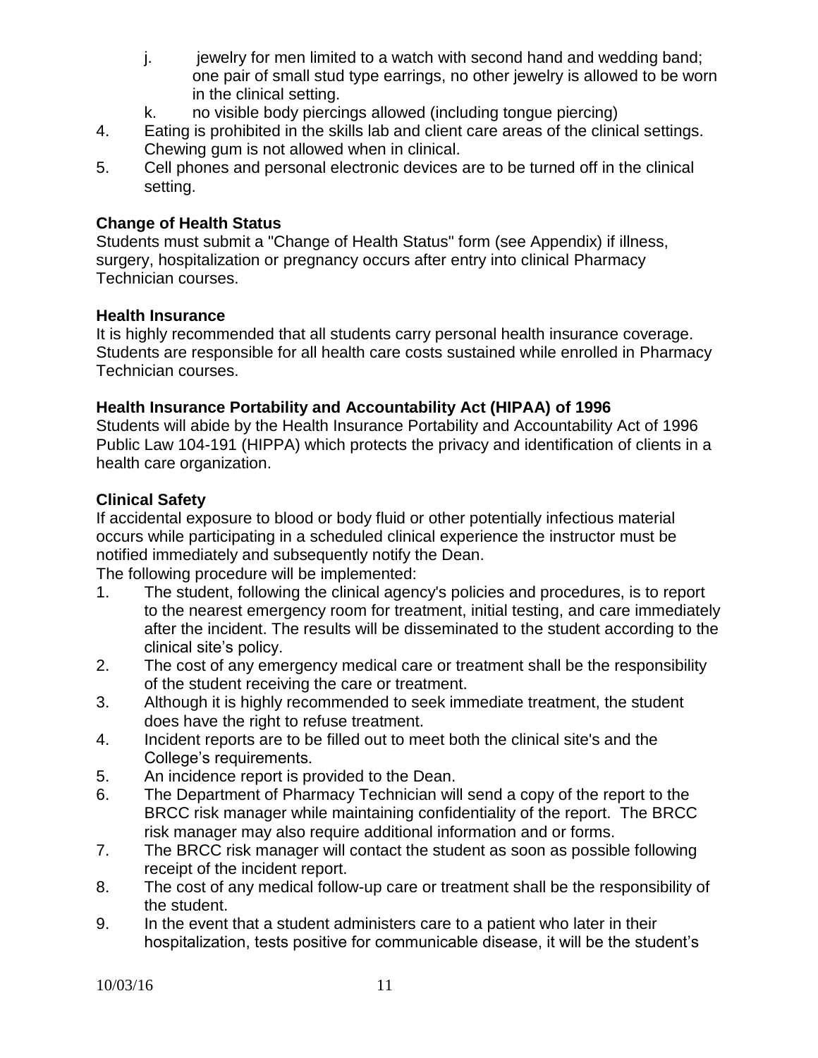j. jewelry for men limited to a watch with second hand and wedding band; one pair of small stud type earrings, no other jewelry is allowed to be worn in the clinical setting.

k. no visible body piercings allowed (including tongue piercing)

4. Eating is prohibited in the skills lab and client care areas of the clinical settings. Chewing gum is not allowed when in clinical.
5. Cell phones and personal electronic devices are to be turned off in the clinical setting.

**Change of Health Status**

Students must submit a "Change of Health Status" form (see Appendix) if illness, surgery, hospitalization or pregnancy occurs after entry into clinical Pharmacy Technician courses.

**Health Insurance**

It is highly recommended that all students carry personal health insurance coverage. Students are responsible for all health care costs sustained while enrolled in Pharmacy Technician courses.

**Health Insurance Portability and Accountability Act (HIPAA) of 1996**

Students will abide by the Health Insurance Portability and Accountability Act of 1996 Public Law 104-191 (HIPPA) which protects the privacy and identification of clients in a health care organization.

**Clinical Safety**

If accidental exposure to blood or body fluid or other potentially infectious material occurs while participating in a scheduled clinical experience the instructor must be notified immediately and subsequently notify the Dean.

The following procedure will be implemented:

1. The student, following the clinical agency's policies and procedures, is to report to the nearest emergency room for treatment, initial testing, and care immediately after the incident. The results will be disseminated to the student according to the clinical site's policy.
2. The cost of any emergency medical care or treatment shall be the responsibility of the student receiving the care or treatment.
3. Although it is highly recommended to seek immediate treatment, the student does have the right to refuse treatment.
4. Incident reports are to be filled out to meet both the clinical site's and the College's requirements.
5. An incidence report is provided to the Dean.
6. The Department of Pharmacy Technician will send a copy of the report to the BRCC risk manager while maintaining confidentiality of the report. The BRCC risk manager may also require additional information and or forms.
7. The BRCC risk manager will contact the student as soon as possible following receipt of the incident report.
8. The cost of any medical follow-up care or treatment shall be the responsibility of the student.
9. In the event that a student administers care to a patient who later in their hospitalization, tests positive for communicable disease, it will be the student's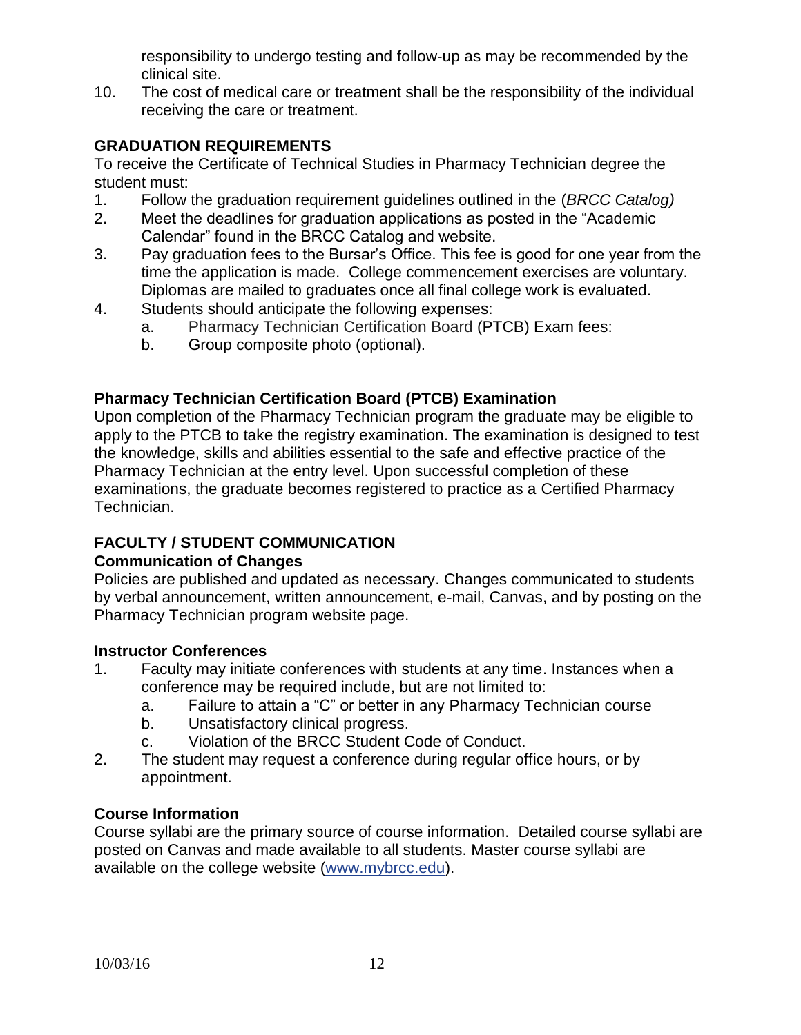responsibility to undergo testing and follow-up as may be recommended by the clinical site.

10. The cost of medical care or treatment shall be the responsibility of the individual receiving the care or treatment.

## GRADUATION REQUIREMENTS

To receive the Certificate of Technical Studies in Pharmacy Technician degree the student must:

1. Follow the graduation requirement guidelines outlined in the (*BRCC Catalog)*
2. Meet the deadlines for graduation applications as posted in the "Academic Calendar" found in the BRCC Catalog and website.
3. Pay graduation fees to the Bursar's Office. This fee is good for one year from the time the application is made. College commencement exercises are voluntary. Diplomas are mailed to graduates once all final college work is evaluated.
4. Students should anticipate the following expenses:
   a. Pharmacy Technician Certification Board (PTCB) Exam fees:
   b. Group composite photo (optional).

### Pharmacy Technician Certification Board (PTCB) Examination

Upon completion of the Pharmacy Technician program the graduate may be eligible to apply to the PTCB to take the registry examination. The examination is designed to test the knowledge, skills and abilities essential to the safe and effective practice of the Pharmacy Technician at the entry level. Upon successful completion of these examinations, the graduate becomes registered to practice as a Certified Pharmacy Technician.

## FACULTY / STUDENT COMMUNICATION

### Communication of Changes

Policies are published and updated as necessary. Changes communicated to students by verbal announcement, written announcement, e-mail, Canvas, and by posting on the Pharmacy Technician program website page.

### Instructor Conferences

1. Faculty may initiate conferences with students at any time. Instances when a conference may be required include, but are not limited to:
   a. Failure to attain a "C" or better in any Pharmacy Technician course
   b. Unsatisfactory clinical progress.
   c. Violation of the BRCC Student Code of Conduct.
2. The student may request a conference during regular office hours, or by appointment.

### Course Information

Course syllabi are the primary source of course information. Detailed course syllabi are posted on Canvas and made available to all students. Master course syllabi are available on the college website (www.mybrcc.edu).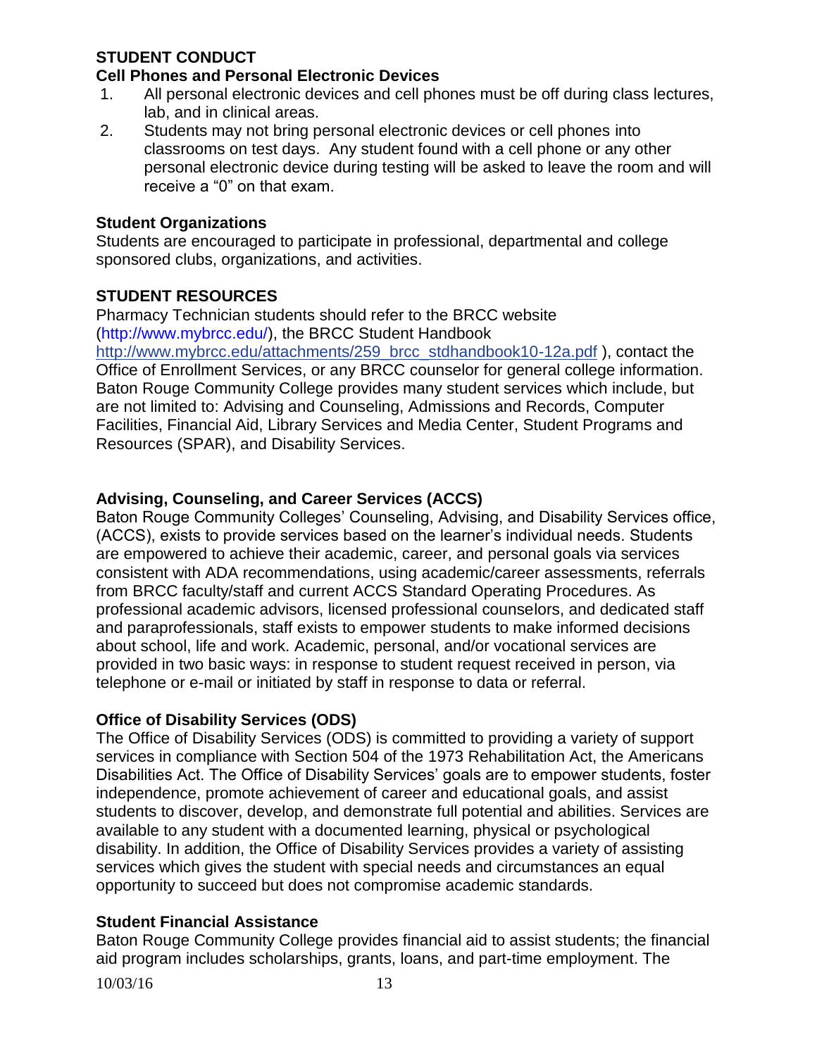## STUDENT CONDUCT

### Cell Phones and Personal Electronic Devices

1. All personal electronic devices and cell phones must be off during class lectures, lab, and in clinical areas.
2. Students may not bring personal electronic devices or cell phones into classrooms on test days. Any student found with a cell phone or any other personal electronic device during testing will be asked to leave the room and will receive a “0” on that exam.

### Student Organizations

Students are encouraged to participate in professional, departmental and college sponsored clubs, organizations, and activities.

## STUDENT RESOURCES

Pharmacy Technician students should refer to the BRCC website (http://www.mybrcc.edu/), the BRCC Student Handbook http://www.mybrcc.edu/attachments/259_brcc_stdhandbook10-12a.pdf ), contact the Office of Enrollment Services, or any BRCC counselor for general college information. Baton Rouge Community College provides many student services which include, but are not limited to: Advising and Counseling, Admissions and Records, Computer Facilities, Financial Aid, Library Services and Media Center, Student Programs and Resources (SPAR), and Disability Services.

### Advising, Counseling, and Career Services (ACCS)

Baton Rouge Community Colleges’ Counseling, Advising, and Disability Services office, (ACCS), exists to provide services based on the learner’s individual needs. Students are empowered to achieve their academic, career, and personal goals via services consistent with ADA recommendations, using academic/career assessments, referrals from BRCC faculty/staff and current ACCS Standard Operating Procedures. As professional academic advisors, licensed professional counselors, and dedicated staff and paraprofessionals, staff exists to empower students to make informed decisions about school, life and work. Academic, personal, and/or vocational services are provided in two basic ways: in response to student request received in person, via telephone or e-mail or initiated by staff in response to data or referral.

### Office of Disability Services (ODS)

The Office of Disability Services (ODS) is committed to providing a variety of support services in compliance with Section 504 of the 1973 Rehabilitation Act, the Americans Disabilities Act. The Office of Disability Services’ goals are to empower students, foster independence, promote achievement of career and educational goals, and assist students to discover, develop, and demonstrate full potential and abilities. Services are available to any student with a documented learning, physical or psychological disability. In addition, the Office of Disability Services provides a variety of assisting services which gives the student with special needs and circumstances an equal opportunity to succeed but does not compromise academic standards.

### Student Financial Assistance

Baton Rouge Community College provides financial aid to assist students; the financial aid program includes scholarships, grants, loans, and part-time employment. The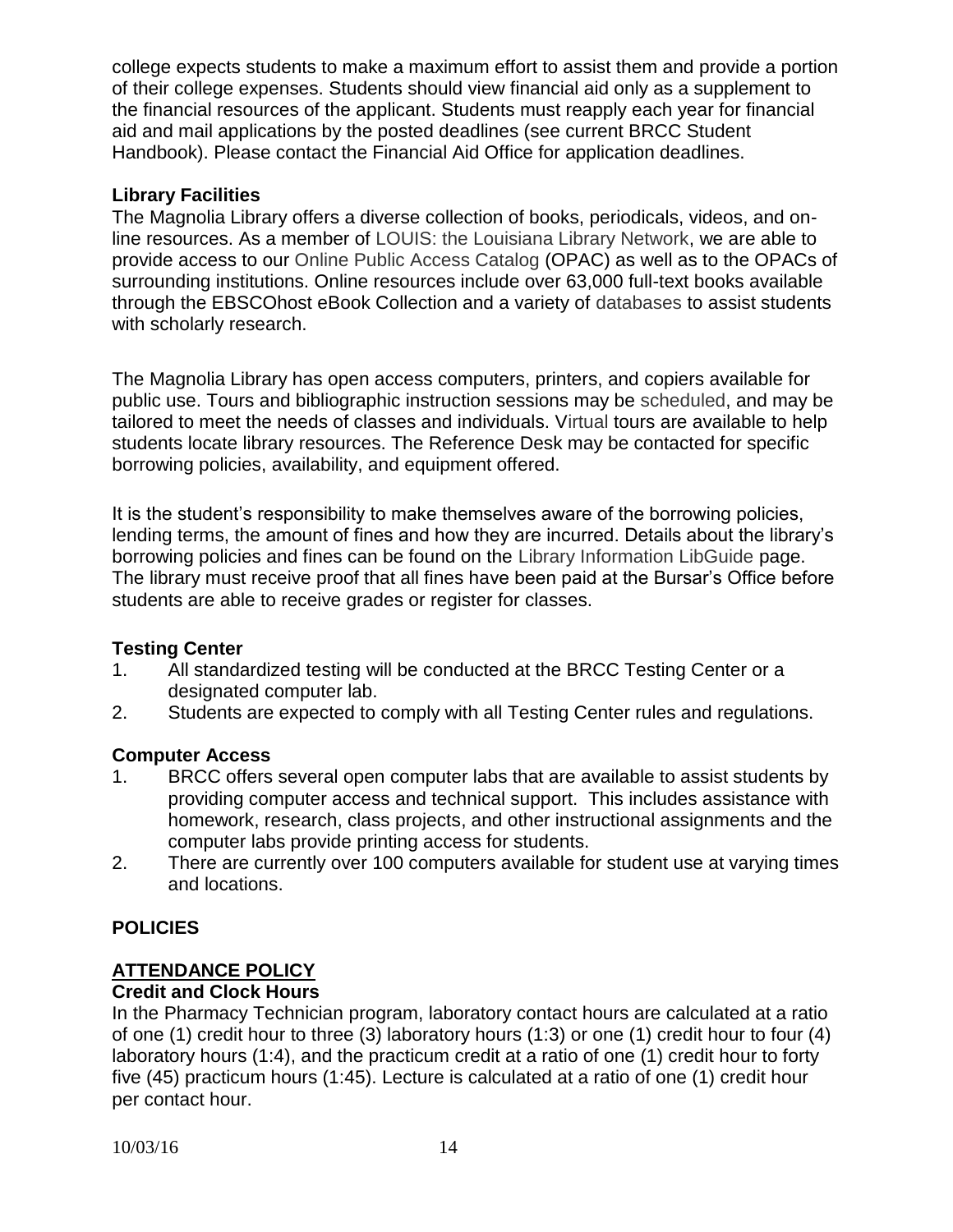college expects students to make a maximum effort to assist them and provide a portion of their college expenses. Students should view financial aid only as a supplement to the financial resources of the applicant. Students must reapply each year for financial aid and mail applications by the posted deadlines (see current BRCC Student Handbook). Please contact the Financial Aid Office for application deadlines.

### Library Facilities

The Magnolia Library offers a diverse collection of books, periodicals, videos, and on-line resources. As a member of LOUIS: the Louisiana Library Network, we are able to provide access to our Online Public Access Catalog (OPAC) as well as to the OPACs of surrounding institutions. Online resources include over 63,000 full-text books available through the EBSCOhost eBook Collection and a variety of databases to assist students with scholarly research.

The Magnolia Library has open access computers, printers, and copiers available for public use. Tours and bibliographic instruction sessions may be scheduled, and may be tailored to meet the needs of classes and individuals. Virtual tours are available to help students locate library resources. The Reference Desk may be contacted for specific borrowing policies, availability, and equipment offered.

It is the student's responsibility to make themselves aware of the borrowing policies, lending terms, the amount of fines and how they are incurred. Details about the library's borrowing policies and fines can be found on the Library Information LibGuide page. The library must receive proof that all fines have been paid at the Bursar's Office before students are able to receive grades or register for classes.

### Testing Center

1. All standardized testing will be conducted at the BRCC Testing Center or a designated computer lab.
2. Students are expected to comply with all Testing Center rules and regulations.

### Computer Access

1. BRCC offers several open computer labs that are available to assist students by providing computer access and technical support. This includes assistance with homework, research, class projects, and other instructional assignments and the computer labs provide printing access for students.
2. There are currently over 100 computers available for student use at varying times and locations.

## POLICIES

### ATTENDANCE POLICY

### Credit and Clock Hours

In the Pharmacy Technician program, laboratory contact hours are calculated at a ratio of one (1) credit hour to three (3) laboratory hours (1:3) or one (1) credit hour to four (4) laboratory hours (1:4), and the practicum credit at a ratio of one (1) credit hour to forty five (45) practicum hours (1:45). Lecture is calculated at a ratio of one (1) credit hour per contact hour.

10/03/16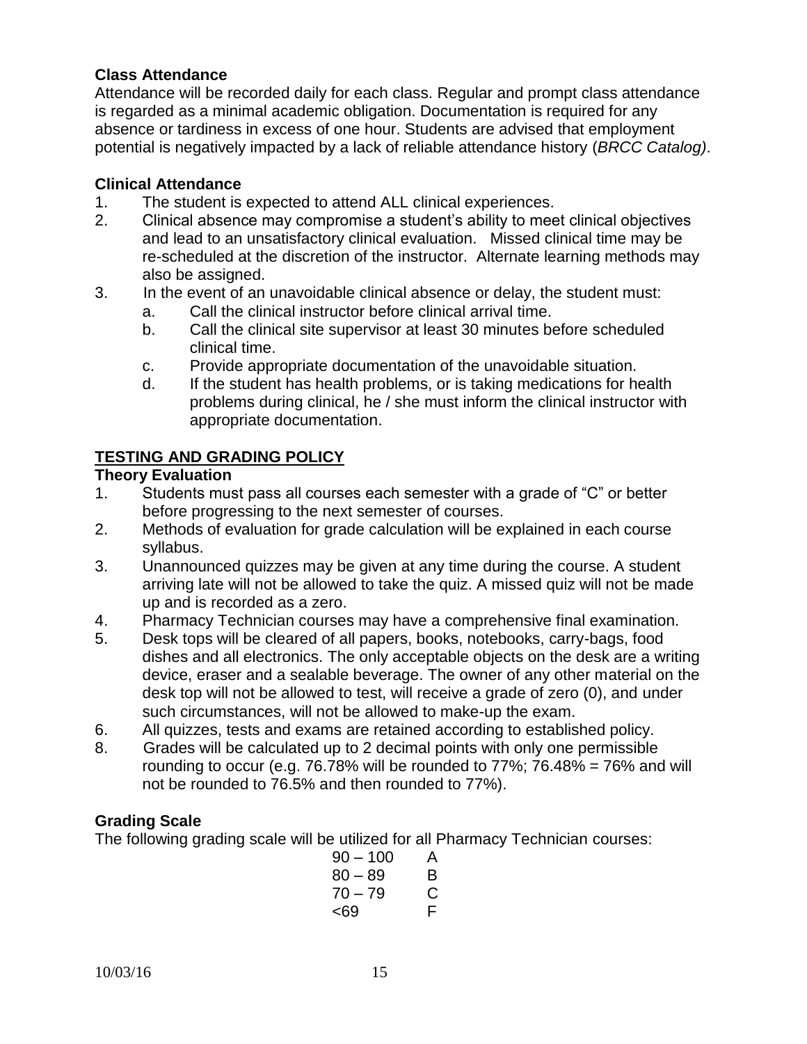### Class Attendance

Attendance will be recorded daily for each class. Regular and prompt class attendance is regarded as a minimal academic obligation. Documentation is required for any absence or tardiness in excess of one hour. Students are advised that employment potential is negatively impacted by a lack of reliable attendance history (*BRCC Catalog)*.

### Clinical Attendance

1. The student is expected to attend ALL clinical experiences.
2. Clinical absence may compromise a student's ability to meet clinical objectives and lead to an unsatisfactory clinical evaluation. Missed clinical time may be re-scheduled at the discretion of the instructor. Alternate learning methods may also be assigned.
3. In the event of an unavoidable clinical absence or delay, the student must:
   a. Call the clinical instructor before clinical arrival time.
   b. Call the clinical site supervisor at least 30 minutes before scheduled clinical time.
   c. Provide appropriate documentation of the unavoidable situation.
   d. If the student has health problems, or is taking medications for health problems during clinical, he / she must inform the clinical instructor with appropriate documentation.

## TESTING AND GRADING POLICY

### Theory Evaluation

1. Students must pass all courses each semester with a grade of "C" or better before progressing to the next semester of courses.
2. Methods of evaluation for grade calculation will be explained in each course syllabus.
3. Unannounced quizzes may be given at any time during the course. A student arriving late will not be allowed to take the quiz. A missed quiz will not be made up and is recorded as a zero.
4. Pharmacy Technician courses may have a comprehensive final examination.
5. Desk tops will be cleared of all papers, books, notebooks, carry-bags, food dishes and all electronics. The only acceptable objects on the desk are a writing device, eraser and a sealable beverage. The owner of any other material on the desk top will not be allowed to test, will receive a grade of zero (0), and under such circumstances, will not be allowed to make-up the exam.
6. All quizzes, tests and exams are retained according to established policy.
8. Grades will be calculated up to 2 decimal points with only one permissible rounding to occur (e.g. 76.78% will be rounded to 77%; 76.48% = 76% and will not be rounded to 76.5% and then rounded to 77%).

### Grading Scale

The following grading scale will be utilized for all Pharmacy Technician courses:

| | |
|---|---|
| 90 – 100 | A |
| 80 – 89 | B |
| 70 – 79 | C |
| <69 | F |

10/03/16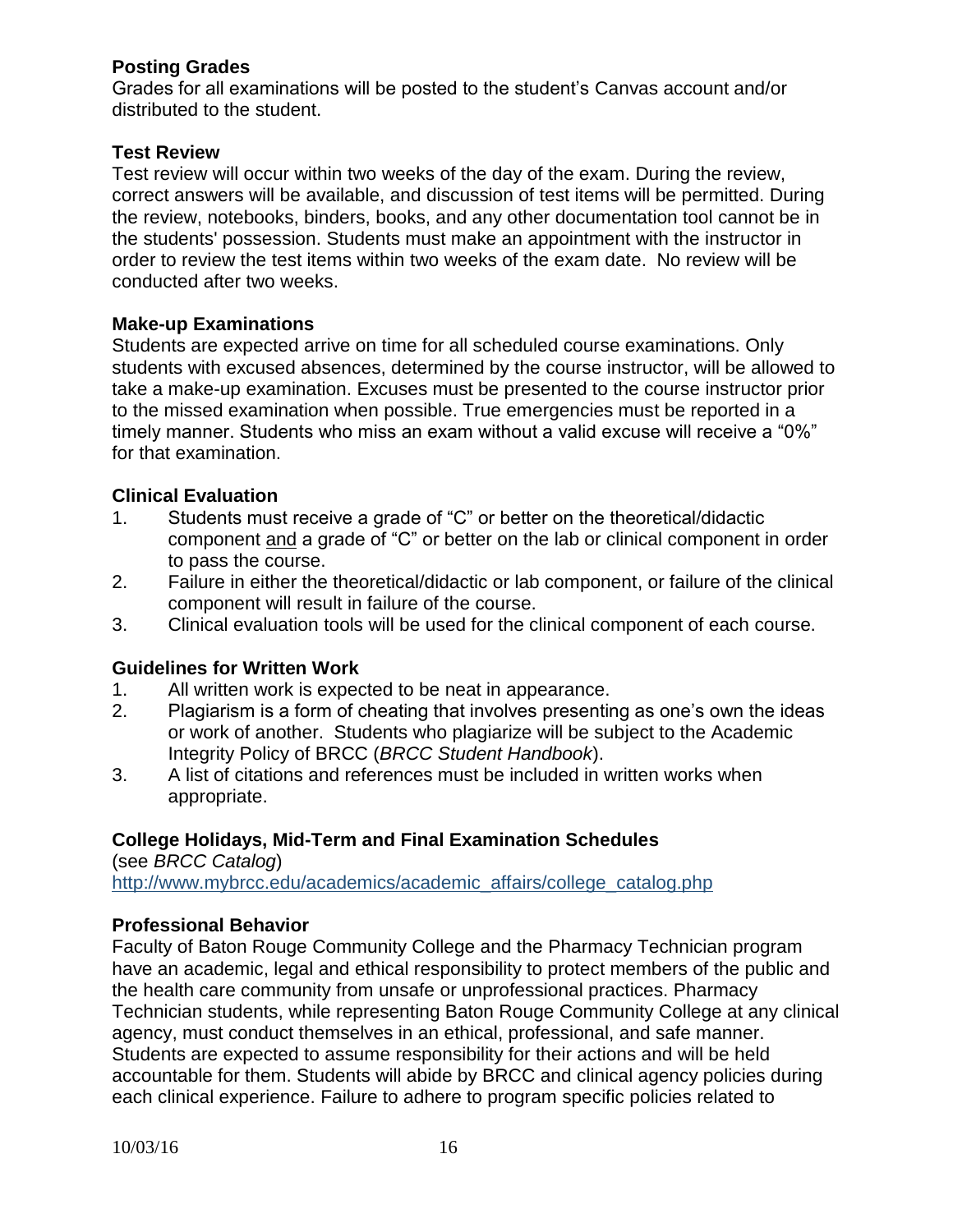## Posting Grades

Grades for all examinations will be posted to the student's Canvas account and/or distributed to the student.

## Test Review

Test review will occur within two weeks of the day of the exam. During the review, correct answers will be available, and discussion of test items will be permitted. During the review, notebooks, binders, books, and any other documentation tool cannot be in the students' possession. Students must make an appointment with the instructor in order to review the test items within two weeks of the exam date. No review will be conducted after two weeks.

## Make-up Examinations

Students are expected arrive on time for all scheduled course examinations. Only students with excused absences, determined by the course instructor, will be allowed to take a make-up examination. Excuses must be presented to the course instructor prior to the missed examination when possible. True emergencies must be reported in a timely manner. Students who miss an exam without a valid excuse will receive a "0%" for that examination.

## Clinical Evaluation

1. Students must receive a grade of "C" or better on the theoretical/didactic component <u>and</u> a grade of "C" or better on the lab or clinical component in order to pass the course.
2. Failure in either the theoretical/didactic or lab component, or failure of the clinical component will result in failure of the course.
3. Clinical evaluation tools will be used for the clinical component of each course.

## Guidelines for Written Work

1. All written work is expected to be neat in appearance.
2. Plagiarism is a form of cheating that involves presenting as one's own the ideas or work of another. Students who plagiarize will be subject to the Academic Integrity Policy of BRCC (*BRCC Student Handbook*).
3. A list of citations and references must be included in written works when appropriate.

## College Holidays, Mid-Term and Final Examination Schedules

(see *BRCC Catalog*)
http://www.mybrcc.edu/academics/academic_affairs/college_catalog.php

## Professional Behavior

Faculty of Baton Rouge Community College and the Pharmacy Technician program have an academic, legal and ethical responsibility to protect members of the public and the health care community from unsafe or unprofessional practices. Pharmacy Technician students, while representing Baton Rouge Community College at any clinical agency, must conduct themselves in an ethical, professional, and safe manner. Students are expected to assume responsibility for their actions and will be held accountable for them. Students will abide by BRCC and clinical agency policies during each clinical experience. Failure to adhere to program specific policies related to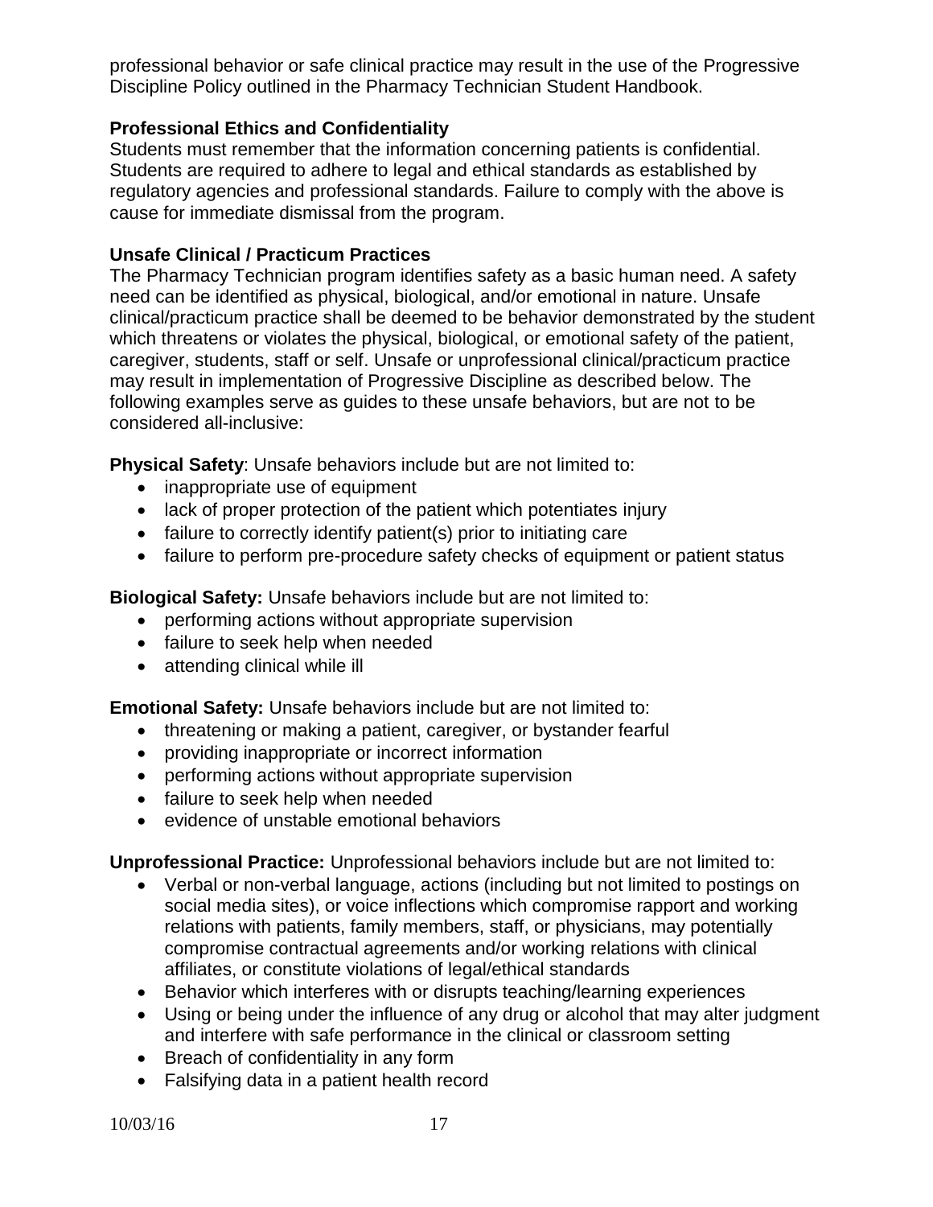professional behavior or safe clinical practice may result in the use of the Progressive Discipline Policy outlined in the Pharmacy Technician Student Handbook.

**Professional Ethics and Confidentiality**

Students must remember that the information concerning patients is confidential. Students are required to adhere to legal and ethical standards as established by regulatory agencies and professional standards. Failure to comply with the above is cause for immediate dismissal from the program.

**Unsafe Clinical / Practicum Practices**

The Pharmacy Technician program identifies safety as a basic human need. A safety need can be identified as physical, biological, and/or emotional in nature. Unsafe clinical/practicum practice shall be deemed to be behavior demonstrated by the student which threatens or violates the physical, biological, or emotional safety of the patient, caregiver, students, staff or self. Unsafe or unprofessional clinical/practicum practice may result in implementation of Progressive Discipline as described below. The following examples serve as guides to these unsafe behaviors, but are not to be considered all-inclusive:

**Physical Safety**: Unsafe behaviors include but are not limited to:

- inappropriate use of equipment
- lack of proper protection of the patient which potentiates injury
- failure to correctly identify patient(s) prior to initiating care
- failure to perform pre-procedure safety checks of equipment or patient status

**Biological Safety:** Unsafe behaviors include but are not limited to:

- performing actions without appropriate supervision
- failure to seek help when needed
- attending clinical while ill

**Emotional Safety:** Unsafe behaviors include but are not limited to:

- threatening or making a patient, caregiver, or bystander fearful
- providing inappropriate or incorrect information
- performing actions without appropriate supervision
- failure to seek help when needed
- evidence of unstable emotional behaviors

**Unprofessional Practice:** Unprofessional behaviors include but are not limited to:

- Verbal or non-verbal language, actions (including but not limited to postings on social media sites), or voice inflections which compromise rapport and working relations with patients, family members, staff, or physicians, may potentially compromise contractual agreements and/or working relations with clinical affiliates, or constitute violations of legal/ethical standards
- Behavior which interferes with or disrupts teaching/learning experiences
- Using or being under the influence of any drug or alcohol that may alter judgment and interfere with safe performance in the clinical or classroom setting
- Breach of confidentiality in any form
- Falsifying data in a patient health record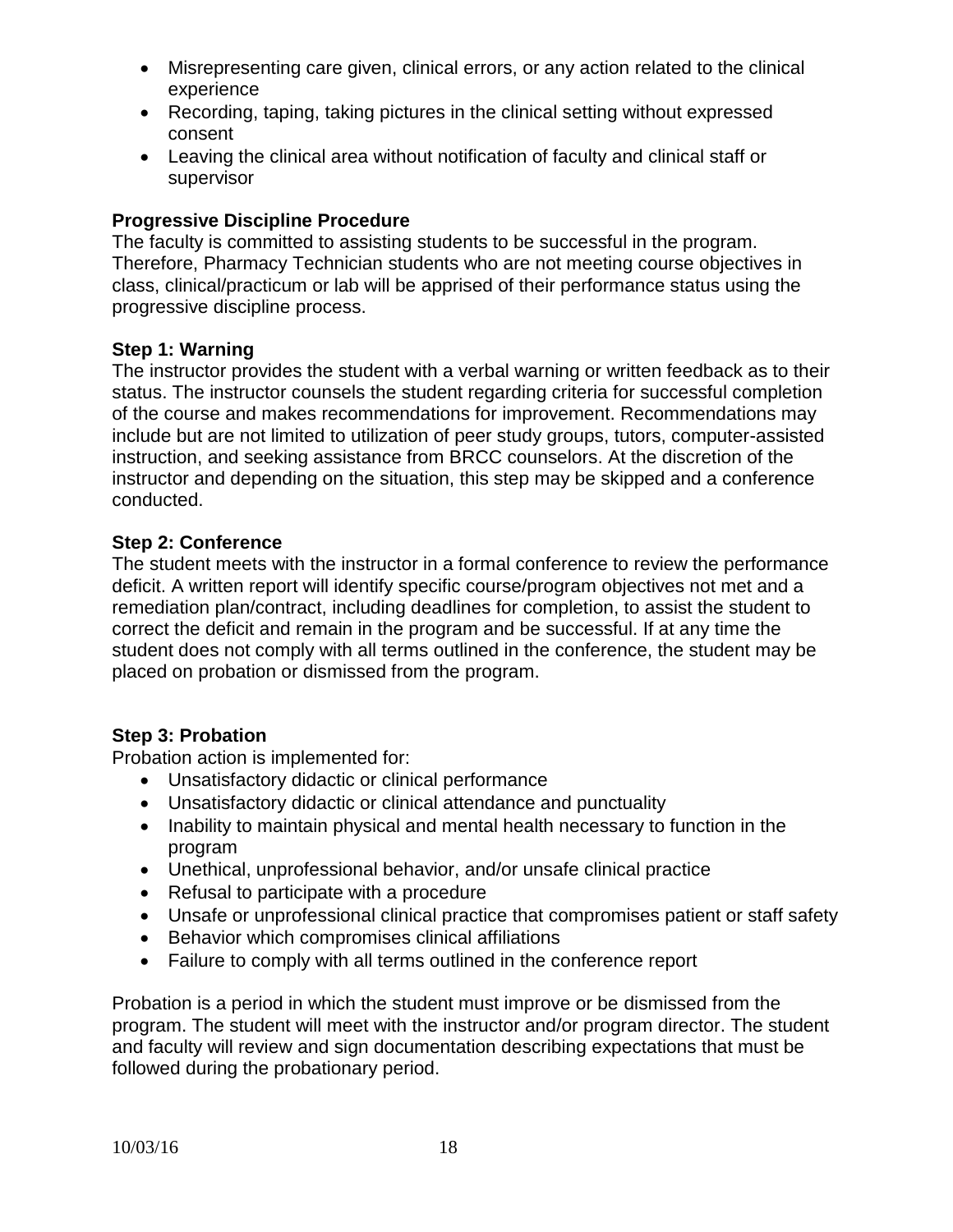- Misrepresenting care given, clinical errors, or any action related to the clinical experience
- Recording, taping, taking pictures in the clinical setting without expressed consent
- Leaving the clinical area without notification of faculty and clinical staff or supervisor

**Progressive Discipline Procedure**

The faculty is committed to assisting students to be successful in the program. Therefore, Pharmacy Technician students who are not meeting course objectives in class, clinical/practicum or lab will be apprised of their performance status using the progressive discipline process.

**Step 1: Warning**

The instructor provides the student with a verbal warning or written feedback as to their status. The instructor counsels the student regarding criteria for successful completion of the course and makes recommendations for improvement. Recommendations may include but are not limited to utilization of peer study groups, tutors, computer-assisted instruction, and seeking assistance from BRCC counselors. At the discretion of the instructor and depending on the situation, this step may be skipped and a conference conducted.

**Step 2: Conference**

The student meets with the instructor in a formal conference to review the performance deficit. A written report will identify specific course/program objectives not met and a remediation plan/contract, including deadlines for completion, to assist the student to correct the deficit and remain in the program and be successful. If at any time the student does not comply with all terms outlined in the conference, the student may be placed on probation or dismissed from the program.

**Step 3: Probation**

Probation action is implemented for:

- Unsatisfactory didactic or clinical performance
- Unsatisfactory didactic or clinical attendance and punctuality
- Inability to maintain physical and mental health necessary to function in the program
- Unethical, unprofessional behavior, and/or unsafe clinical practice
- Refusal to participate with a procedure
- Unsafe or unprofessional clinical practice that compromises patient or staff safety
- Behavior which compromises clinical affiliations
- Failure to comply with all terms outlined in the conference report

Probation is a period in which the student must improve or be dismissed from the program. The student will meet with the instructor and/or program director. The student and faculty will review and sign documentation describing expectations that must be followed during the probationary period.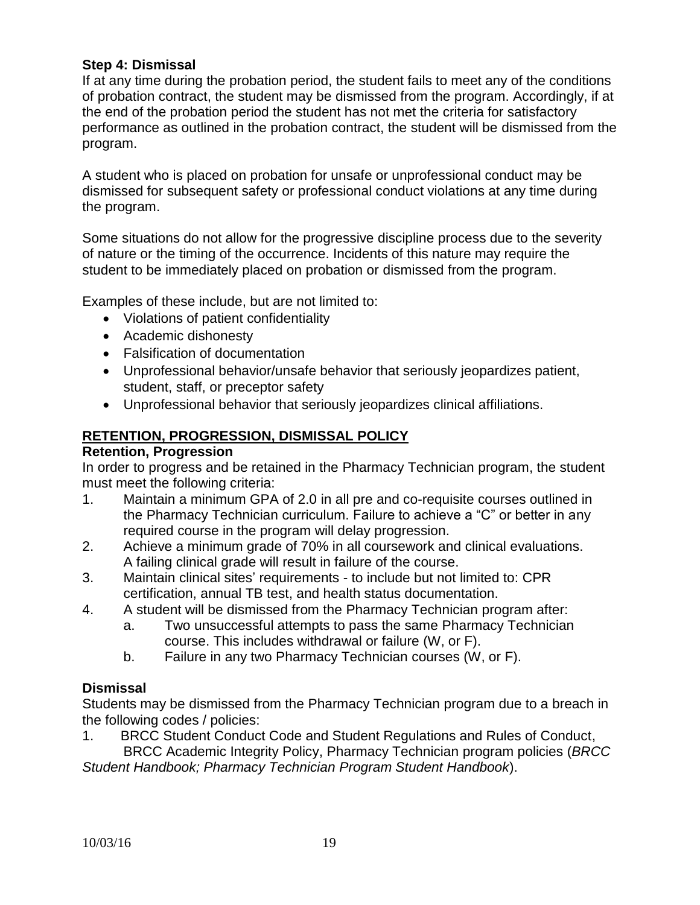**Step 4: Dismissal**
If at any time during the probation period, the student fails to meet any of the conditions of probation contract, the student may be dismissed from the program. Accordingly, if at the end of the probation period the student has not met the criteria for satisfactory performance as outlined in the probation contract, the student will be dismissed from the program.

A student who is placed on probation for unsafe or unprofessional conduct may be dismissed for subsequent safety or professional conduct violations at any time during the program.

Some situations do not allow for the progressive discipline process due to the severity of nature or the timing of the occurrence. Incidents of this nature may require the student to be immediately placed on probation or dismissed from the program.

Examples of these include, but are not limited to:

- Violations of patient confidentiality
- Academic dishonesty
- Falsification of documentation
- Unprofessional behavior/unsafe behavior that seriously jeopardizes patient, student, staff, or preceptor safety
- Unprofessional behavior that seriously jeopardizes clinical affiliations.

## RETENTION, PROGRESSION, DISMISSAL POLICY

**Retention, Progression**
In order to progress and be retained in the Pharmacy Technician program, the student must meet the following criteria:

1. Maintain a minimum GPA of 2.0 in all pre and co-requisite courses outlined in the Pharmacy Technician curriculum. Failure to achieve a "C" or better in any required course in the program will delay progression.
2. Achieve a minimum grade of 70% in all coursework and clinical evaluations. A failing clinical grade will result in failure of the course.
3. Maintain clinical sites' requirements - to include but not limited to: CPR certification, annual TB test, and health status documentation.
4. A student will be dismissed from the Pharmacy Technician program after:
   a. Two unsuccessful attempts to pass the same Pharmacy Technician course. This includes withdrawal or failure (W, or F).
   b. Failure in any two Pharmacy Technician courses (W, or F).

**Dismissal**
Students may be dismissed from the Pharmacy Technician program due to a breach in the following codes / policies:

1. BRCC Student Conduct Code and Student Regulations and Rules of Conduct, BRCC Academic Integrity Policy, Pharmacy Technician program policies (*BRCC Student Handbook; Pharmacy Technician Program Student Handbook*).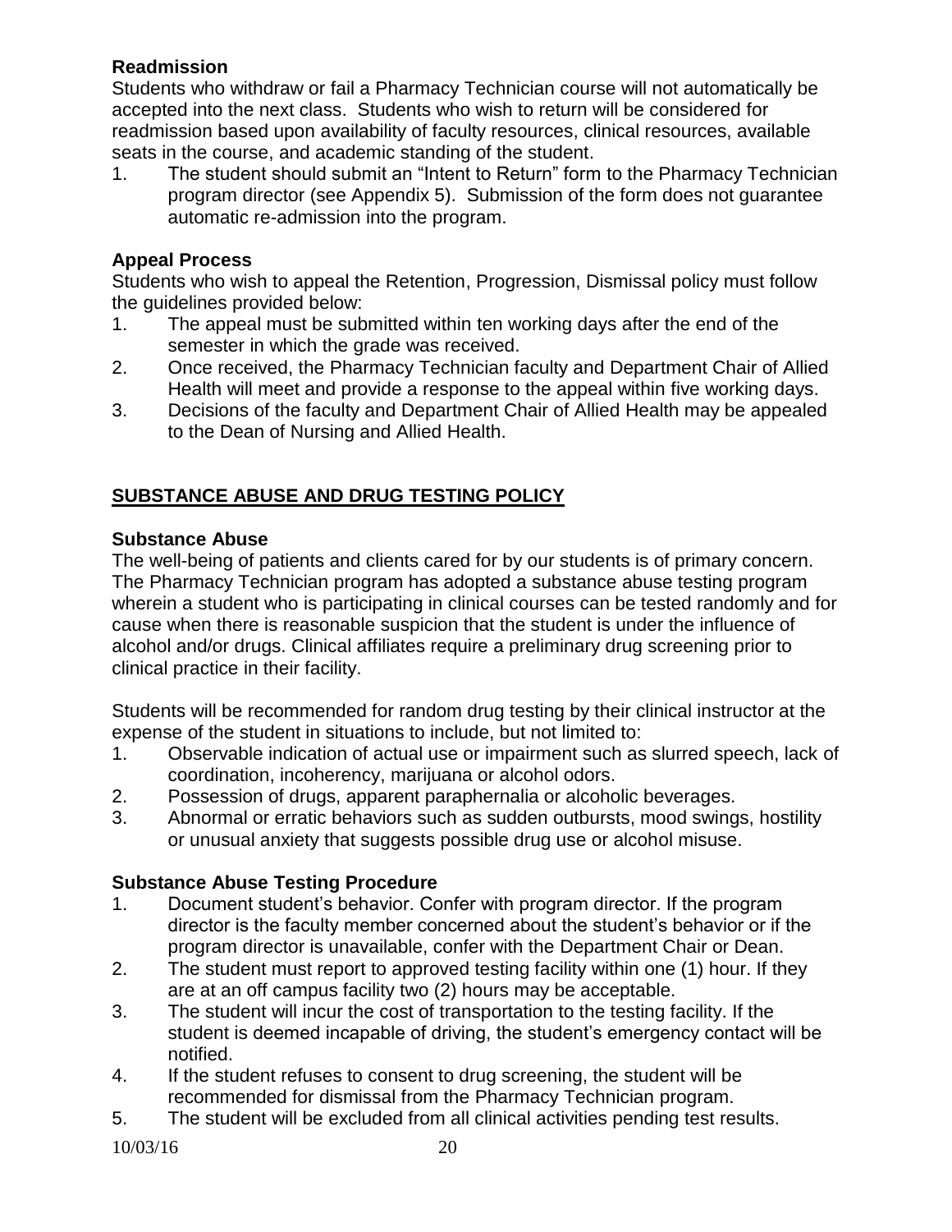### Readmission

Students who withdraw or fail a Pharmacy Technician course will not automatically be accepted into the next class. Students who wish to return will be considered for readmission based upon availability of faculty resources, clinical resources, available seats in the course, and academic standing of the student.

1. The student should submit an "Intent to Return" form to the Pharmacy Technician program director (see Appendix 5). Submission of the form does not guarantee automatic re-admission into the program.

### Appeal Process

Students who wish to appeal the Retention, Progression, Dismissal policy must follow the guidelines provided below:

1. The appeal must be submitted within ten working days after the end of the semester in which the grade was received.
2. Once received, the Pharmacy Technician faculty and Department Chair of Allied Health will meet and provide a response to the appeal within five working days.
3. Decisions of the faculty and Department Chair of Allied Health may be appealed to the Dean of Nursing and Allied Health.

## SUBSTANCE ABUSE AND DRUG TESTING POLICY

### Substance Abuse

The well-being of patients and clients cared for by our students is of primary concern. The Pharmacy Technician program has adopted a substance abuse testing program wherein a student who is participating in clinical courses can be tested randomly and for cause when there is reasonable suspicion that the student is under the influence of alcohol and/or drugs. Clinical affiliates require a preliminary drug screening prior to clinical practice in their facility.

Students will be recommended for random drug testing by their clinical instructor at the expense of the student in situations to include, but not limited to:

1. Observable indication of actual use or impairment such as slurred speech, lack of coordination, incoherency, marijuana or alcohol odors.
2. Possession of drugs, apparent paraphernalia or alcoholic beverages.
3. Abnormal or erratic behaviors such as sudden outbursts, mood swings, hostility or unusual anxiety that suggests possible drug use or alcohol misuse.

### Substance Abuse Testing Procedure

1. Document student's behavior. Confer with program director. If the program director is the faculty member concerned about the student's behavior or if the program director is unavailable, confer with the Department Chair or Dean.
2. The student must report to approved testing facility within one (1) hour. If they are at an off campus facility two (2) hours may be acceptable.
3. The student will incur the cost of transportation to the testing facility. If the student is deemed incapable of driving, the student's emergency contact will be notified.
4. If the student refuses to consent to drug screening, the student will be recommended for dismissal from the Pharmacy Technician program.
5. The student will be excluded from all clinical activities pending test results.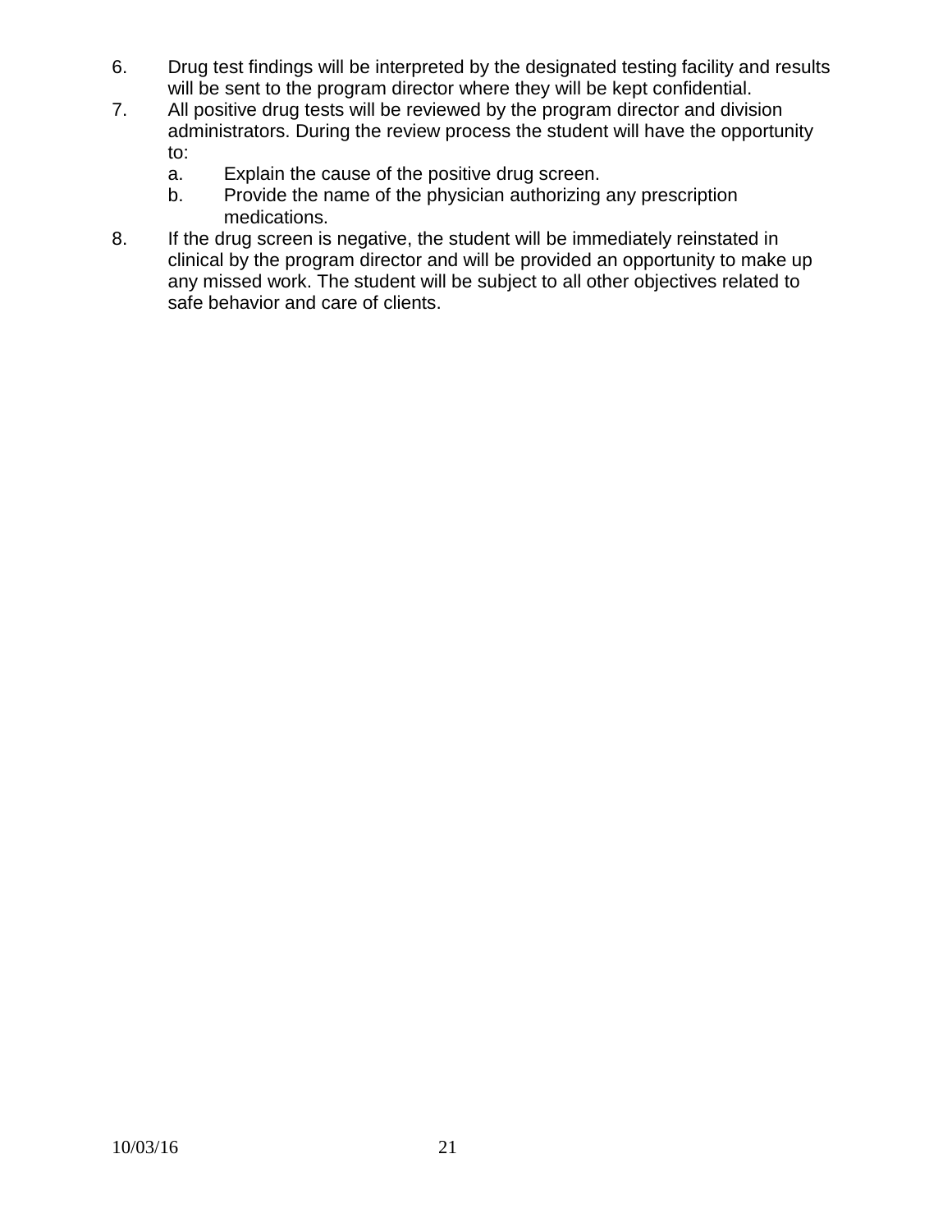6. Drug test findings will be interpreted by the designated testing facility and results will be sent to the program director where they will be kept confidential.
7. All positive drug tests will be reviewed by the program director and division administrators. During the review process the student will have the opportunity to:
   a. Explain the cause of the positive drug screen.
   b. Provide the name of the physician authorizing any prescription medications.
8. If the drug screen is negative, the student will be immediately reinstated in clinical by the program director and will be provided an opportunity to make up any missed work. The student will be subject to all other objectives related to safe behavior and care of clients.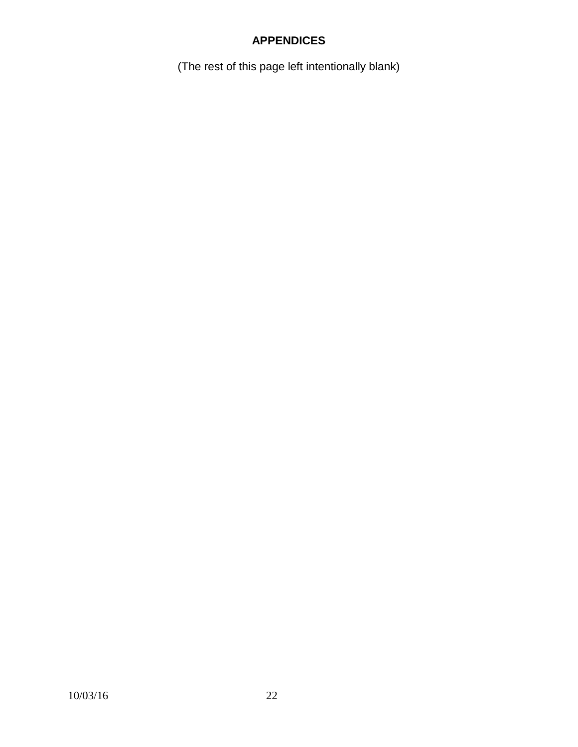# APPENDICES

(The rest of this page left intentionally blank)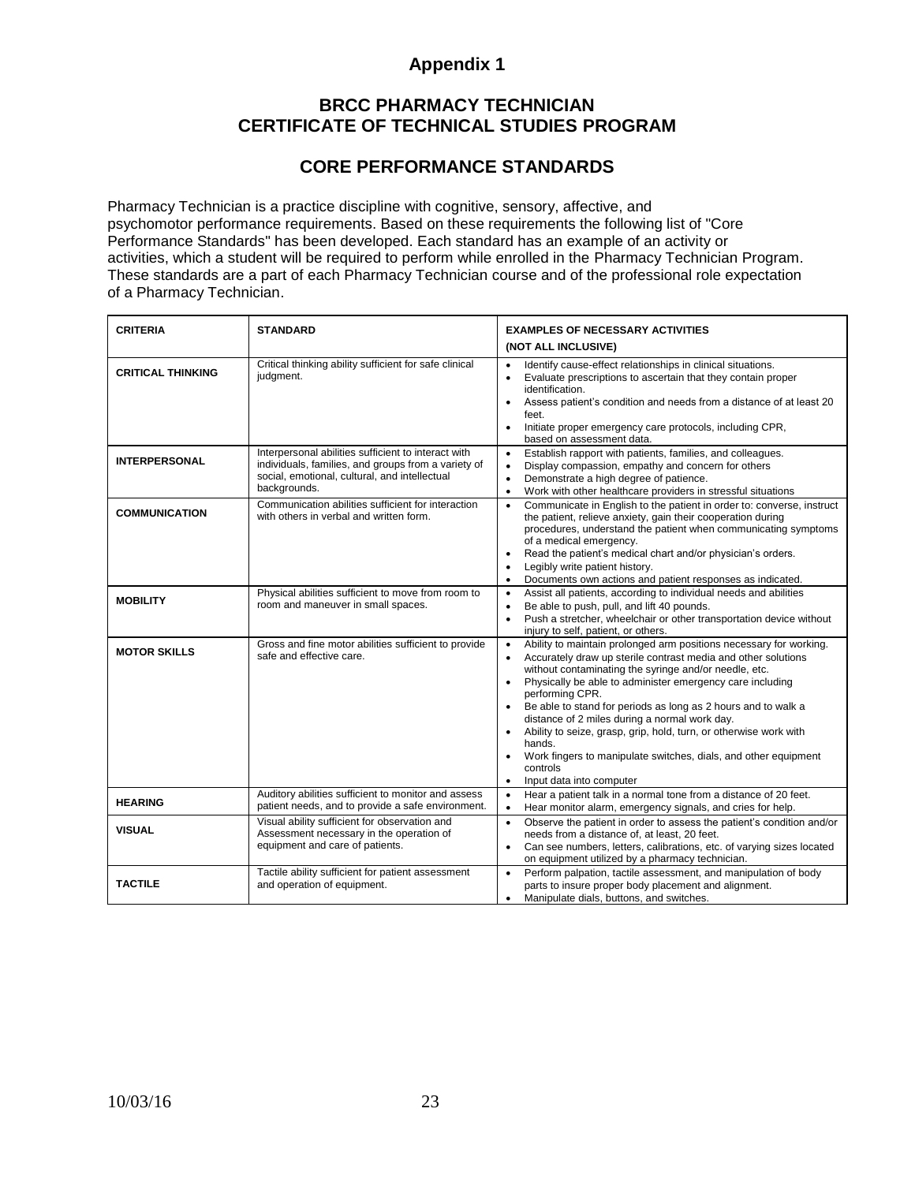# Appendix 1

## BRCC PHARMACY TECHNICIAN CERTIFICATE OF TECHNICAL STUDIES PROGRAM

## CORE PERFORMANCE STANDARDS

Pharmacy Technician is a practice discipline with cognitive, sensory, affective, and psychomotor performance requirements. Based on these requirements the following list of "Core Performance Standards" has been developed. Each standard has an example of an activity or activities, which a student will be required to perform while enrolled in the Pharmacy Technician Program. These standards are a part of each Pharmacy Technician course and of the professional role expectation of a Pharmacy Technician.

| CRITERIA | STANDARD | EXAMPLES OF NECESSARY ACTIVITIES (NOT ALL INCLUSIVE) |
|---|---|---|
| **CRITICAL THINKING** | Critical thinking ability sufficient for safe clinical judgment. | • Identify cause-effect relationships in clinical situations.<br>• Evaluate prescriptions to ascertain that they contain proper identification.<br>• Assess patient's condition and needs from a distance of at least 20 feet.<br>• Initiate proper emergency care protocols, including CPR, based on assessment data. |
| **INTERPERSONAL** | Interpersonal abilities sufficient to interact with individuals, families, and groups from a variety of social, emotional, cultural, and intellectual backgrounds. | • Establish rapport with patients, families, and colleagues.<br>• Display compassion, empathy and concern for others<br>• Demonstrate a high degree of patience.<br>• Work with other healthcare providers in stressful situations |
| **COMMUNICATION** | Communication abilities sufficient for interaction with others in verbal and written form. | • Communicate in English to the patient in order to: converse, instruct the patient, relieve anxiety, gain their cooperation during procedures, understand the patient when communicating symptoms of a medical emergency.<br>• Read the patient's medical chart and/or physician's orders.<br>• Legibly write patient history.<br>• Documents own actions and patient responses as indicated. |
| **MOBILITY** | Physical abilities sufficient to move from room to room and maneuver in small spaces. | • Assist all patients, according to individual needs and abilities<br>• Be able to push, pull, and lift 40 pounds.<br>• Push a stretcher, wheelchair or other transportation device without injury to self, patient, or others. |
| **MOTOR SKILLS** | Gross and fine motor abilities sufficient to provide safe and effective care. | • Ability to maintain prolonged arm positions necessary for working.<br>• Accurately draw up sterile contrast media and other solutions without contaminating the syringe and/or needle, etc.<br>• Physically be able to administer emergency care including performing CPR.<br>• Be able to stand for periods as long as 2 hours and to walk a distance of 2 miles during a normal work day.<br>• Ability to seize, grasp, grip, hold, turn, or otherwise work with hands.<br>• Work fingers to manipulate switches, dials, and other equipment controls<br>• Input data into computer |
| **HEARING** | Auditory abilities sufficient to monitor and assess patient needs, and to provide a safe environment. | • Hear a patient talk in a normal tone from a distance of 20 feet.<br>• Hear monitor alarm, emergency signals, and cries for help. |
| **VISUAL** | Visual ability sufficient for observation and Assessment necessary in the operation of equipment and care of patients. | • Observe the patient in order to assess the patient's condition and/or needs from a distance of, at least, 20 feet.<br>• Can see numbers, letters, calibrations, etc. of varying sizes located on equipment utilized by a pharmacy technician. |
| **TACTILE** | Tactile ability sufficient for patient assessment and operation of equipment. | • Perform palpation, tactile assessment, and manipulation of body parts to insure proper body placement and alignment.<br>• Manipulate dials, buttons, and switches. |

10/03/16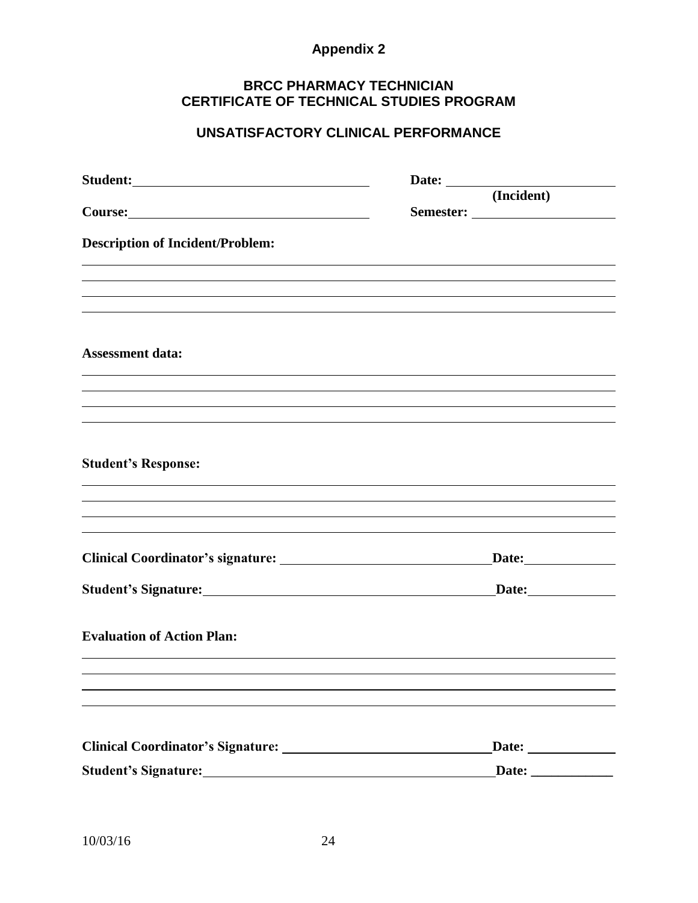# Appendix 2

## BRCC PHARMACY TECHNICIAN CERTIFICATE OF TECHNICAL STUDIES PROGRAM

## UNSATISFACTORY CLINICAL PERFORMANCE

**Student:** ______________________________ **Date:** ______________________ **(Incident)**

**Course:** ______________________________ **Semester:** ______________________

**Description of Incident/Problem:**

_______________________________________________________________________________

_______________________________________________________________________________

_______________________________________________________________________________

_______________________________________________________________________________

**Assessment data:**

_______________________________________________________________________________

_______________________________________________________________________________

_______________________________________________________________________________

_______________________________________________________________________________

**Student's Response:**

_______________________________________________________________________________

_______________________________________________________________________________

_______________________________________________________________________________

_______________________________________________________________________________

**Clinical Coordinator's signature:** ______________________________ **Date:** ____________

**Student's Signature:** ______________________________ **Date:** ____________

**Evaluation of Action Plan:**

_______________________________________________________________________________

_______________________________________________________________________________

_______________________________________________________________________________

_______________________________________________________________________________

**Clinical Coordinator's Signature:** ______________________________ **Date:** ____________

**Student's Signature:** ______________________________ **Date:** ____________

10/03/16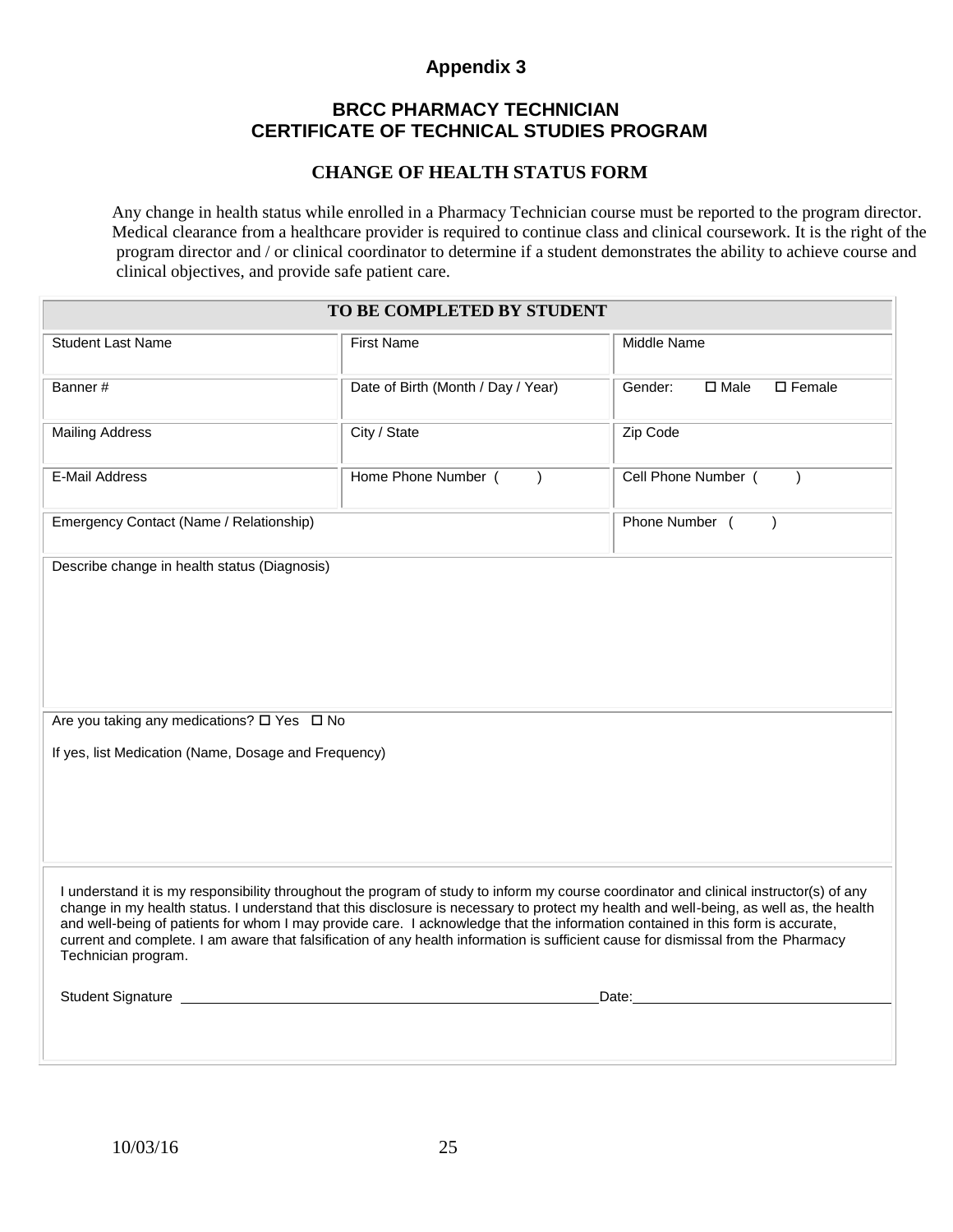## Appendix 3

## BRCC PHARMACY TECHNICIAN
## CERTIFICATE OF TECHNICAL STUDIES PROGRAM

### CHANGE OF HEALTH STATUS FORM

Any change in health status while enrolled in a Pharmacy Technician course must be reported to the program director. Medical clearance from a healthcare provider is required to continue class and clinical coursework. It is the right of the program director and / or clinical coordinator to determine if a student demonstrates the ability to achieve course and clinical objectives, and provide safe patient care.

| TO BE COMPLETED BY STUDENT | | |
|---|---|---|
| Student Last Name | First Name | Middle Name |
| Banner # | Date of Birth (Month / Day / Year) | Gender: ☐ Male ☐ Female |
| Mailing Address | City / State | Zip Code |
| E-Mail Address | Home Phone Number (     ) | Cell Phone Number (     ) |
| Emergency Contact (Name / Relationship) | | Phone Number (     ) |
| Describe change in health status (Diagnosis) | | |
| Are you taking any medications? ☐ Yes ☐ No<br><br>If yes, list Medication (Name, Dosage and Frequency) | | |

I understand it is my responsibility throughout the program of study to inform my course coordinator and clinical instructor(s) of any change in my health status. I understand that this disclosure is necessary to protect my health and well-being, as well as, the health and well-being of patients for whom I may provide care. I acknowledge that the information contained in this form is accurate, current and complete. I am aware that falsification of any health information is sufficient cause for dismissal from the Pharmacy Technician program.

Student Signature ______________________________________________ Date: ____________________________

10/03/16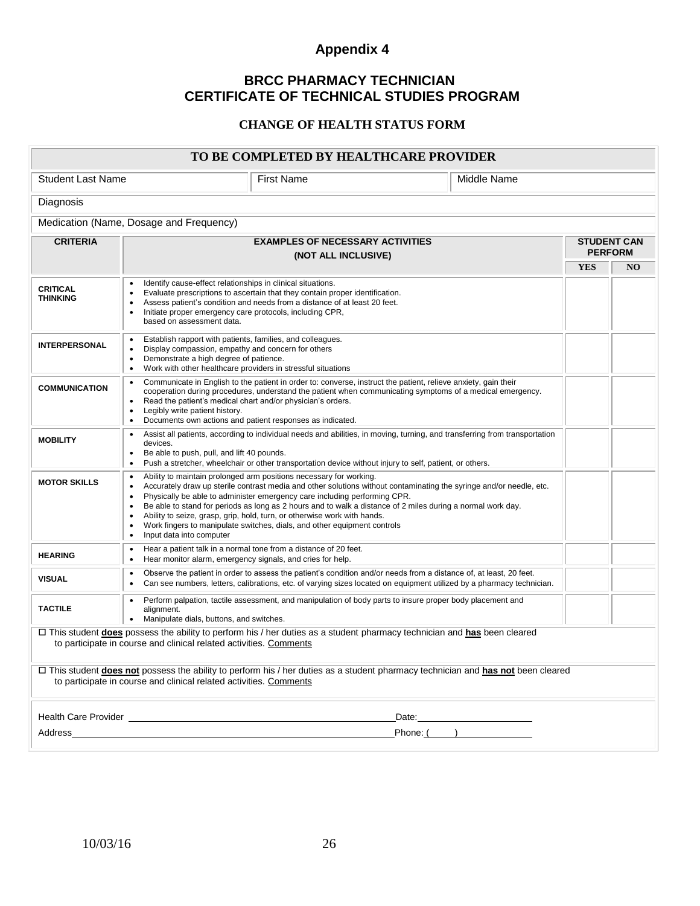# Appendix 4

## BRCC PHARMACY TECHNICIAN
## CERTIFICATE OF TECHNICAL STUDIES PROGRAM

### CHANGE OF HEALTH STATUS FORM

**TO BE COMPLETED BY HEALTHCARE PROVIDER**

| Student Last Name | First Name | Middle Name |
|---|---|---|

Diagnosis

Medication (Name, Dosage and Frequency)

| CRITERIA | EXAMPLES OF NECESSARY ACTIVITIES (NOT ALL INCLUSIVE) | STUDENT CAN PERFORM | |
|---|---|---|---|
| | | YES | NO |
| CRITICAL THINKING | • Identify cause-effect relationships in clinical situations.<br>• Evaluate prescriptions to ascertain that they contain proper identification.<br>• Assess patient's condition and needs from a distance of at least 20 feet.<br>• Initiate proper emergency care protocols, including CPR, based on assessment data. | | |
| INTERPERSONAL | • Establish rapport with patients, families, and colleagues.<br>• Display compassion, empathy and concern for others<br>• Demonstrate a high degree of patience.<br>• Work with other healthcare providers in stressful situations | | |
| COMMUNICATION | • Communicate in English to the patient in order to: converse, instruct the patient, relieve anxiety, gain their cooperation during procedures, understand the patient when communicating symptoms of a medical emergency.<br>• Read the patient's medical chart and/or physician's orders.<br>• Legibly write patient history.<br>• Documents own actions and patient responses as indicated. | | |
| MOBILITY | • Assist all patients, according to individual needs and abilities, in moving, turning, and transferring from transportation devices.<br>• Be able to push, pull, and lift 40 pounds.<br>• Push a stretcher, wheelchair or other transportation device without injury to self, patient, or others. | | |
| MOTOR SKILLS | • Ability to maintain prolonged arm positions necessary for working.<br>• Accurately draw up sterile contrast media and other solutions without contaminating the syringe and/or needle, etc.<br>• Physically be able to administer emergency care including performing CPR.<br>• Be able to stand for periods as long as 2 hours and to walk a distance of 2 miles during a normal work day.<br>• Ability to seize, grasp, grip, hold, turn, or otherwise work with hands.<br>• Work fingers to manipulate switches, dials, and other equipment controls<br>• Input data into computer | | |
| HEARING | • Hear a patient talk in a normal tone from a distance of 20 feet.<br>• Hear monitor alarm, emergency signals, and cries for help. | | |
| VISUAL | • Observe the patient in order to assess the patient's condition and/or needs from a distance of, at least, 20 feet.<br>• Can see numbers, letters, calibrations, etc. of varying sizes located on equipment utilized by a pharmacy technician. | | |
| TACTILE | • Perform palpation, tactile assessment, and manipulation of body parts to insure proper body placement and alignment.<br>• Manipulate dials, buttons, and switches. | | |

☐ This student **does** possess the ability to perform his / her duties as a student pharmacy technician and **has** been cleared to participate in course and clinical related activities. Comments

☐ This student **does not** possess the ability to perform his / her duties as a student pharmacy technician and **has not** been cleared to participate in course and clinical related activities. Comments

Health Care Provider ______________________________ Date: ______________

Address ______________________________ Phone: (____) ______________

10/03/16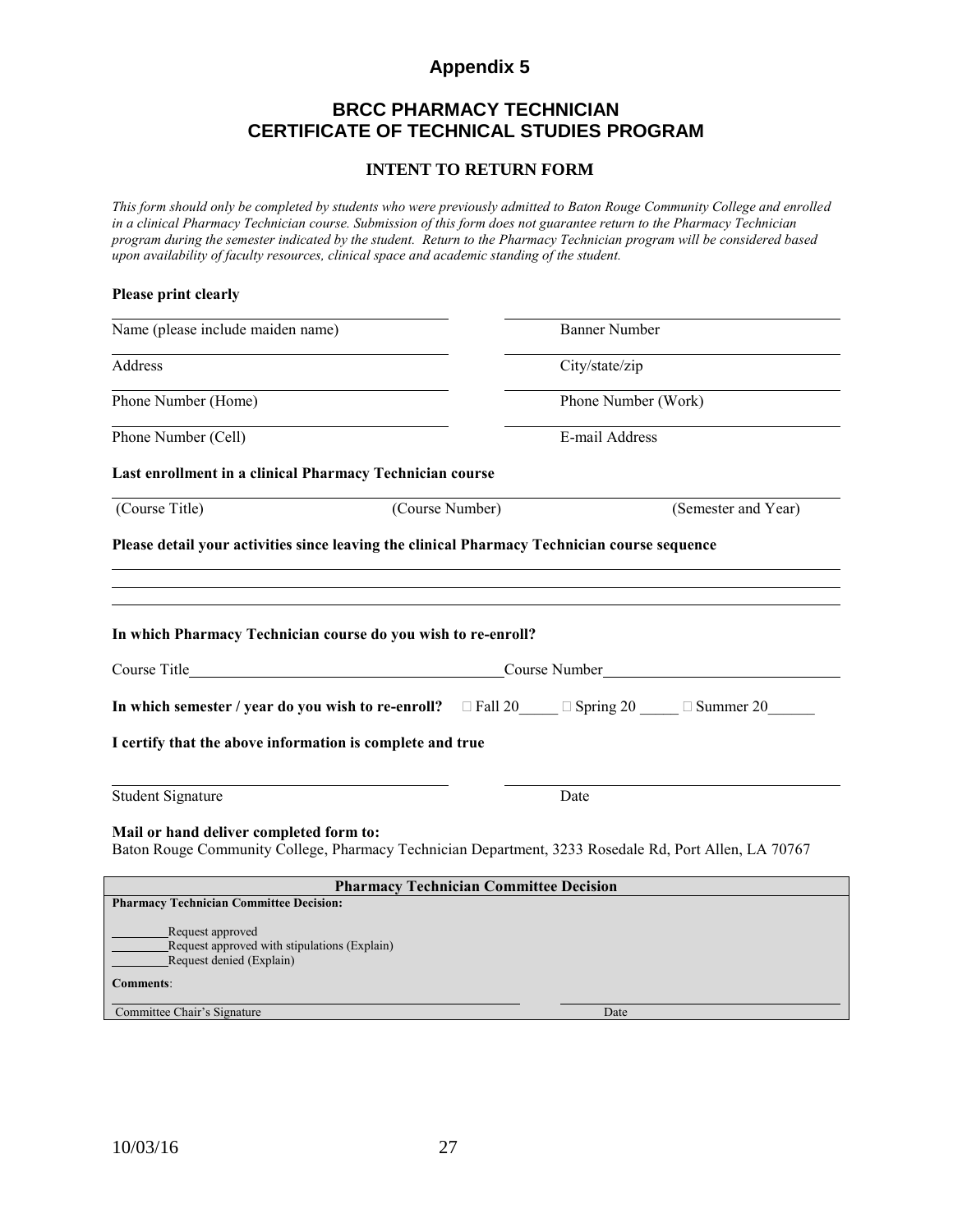# Appendix 5

## BRCC PHARMACY TECHNICIAN CERTIFICATE OF TECHNICAL STUDIES PROGRAM

### INTENT TO RETURN FORM

*This form should only be completed by students who were previously admitted to Baton Rouge Community College and enrolled in a clinical Pharmacy Technician course. Submission of this form does not guarantee return to the Pharmacy Technician program during the semester indicated by the student. Return to the Pharmacy Technician program will be considered based upon availability of faculty resources, clinical space and academic standing of the student.*

**Please print clearly**

| | |
|---|---|
| ______________________________ | ______________________________ |
| Name (please include maiden name) | Banner Number |
| ______________________________ | ______________________________ |
| Address | City/state/zip |
| ______________________________ | ______________________________ |
| Phone Number (Home) | Phone Number (Work) |
| ______________________________ | ______________________________ |
| Phone Number (Cell) | E-mail Address |

**Last enrollment in a clinical Pharmacy Technician course**

| | | |
|---|---|---|
| ______________________ | ______________________ | ______________________ |
| (Course Title) | (Course Number) | (Semester and Year) |

**Please detail your activities since leaving the clinical Pharmacy Technician course sequence**

_____________________________________________________________________________

_____________________________________________________________________________

_____________________________________________________________________________

**In which Pharmacy Technician course do you wish to re-enroll?**

Course Title______________________________ Course Number______________________________

**In which semester / year do you wish to re-enroll?** ☐ Fall 20_____ ☐ Spring 20 _____ ☐ Summer 20______

**I certify that the above information is complete and true**

| | |
|---|---|
| ______________________________ | ______________________________ |
| Student Signature | Date |

**Mail or hand deliver completed form to:**
Baton Rouge Community College, Pharmacy Technician Department, 3233 Rosedale Rd, Port Allen, LA 70767

**Pharmacy Technician Committee Decision**

**Pharmacy Technician Committee Decision:**

________Request approved
________Request approved with stipulations (Explain)
________Request denied (Explain)

**Comments**:

| | |
|---|---|
| ______________________________ | ______________________________ |
| Committee Chair's Signature | Date |

10/03/16